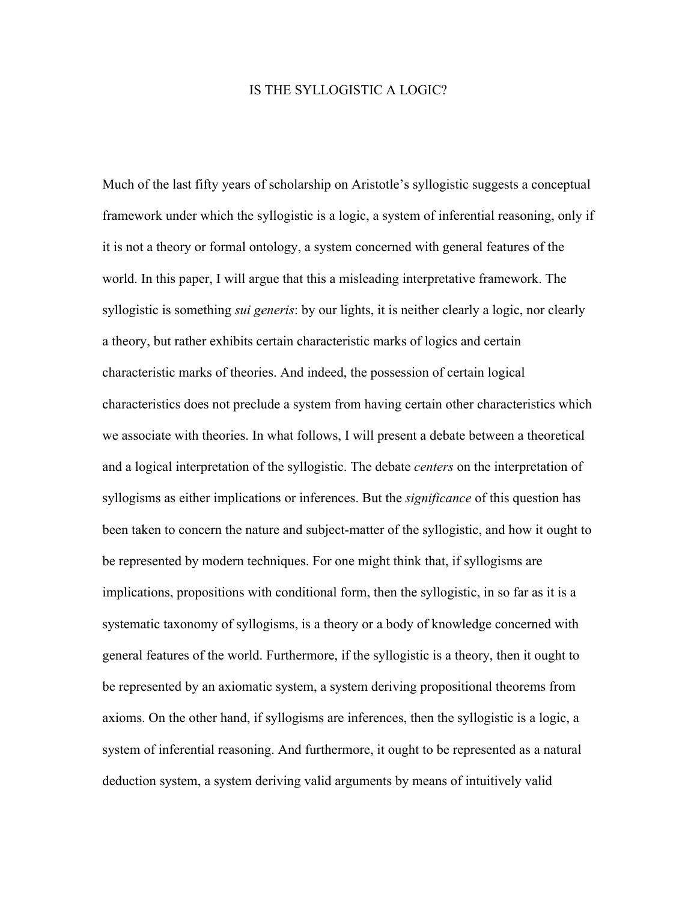# IS THE SYLLOGISTIC A LOGIC?

Much of the last fifty years of scholarship on Aristotle's syllogistic suggests a conceptual framework under which the syllogistic is a logic, a system of inferential reasoning, only if it is not a theory or formal ontology, a system concerned with general features of the world. In this paper, I will argue that this a misleading interpretative framework. The syllogistic is something *sui generis*: by our lights, it is neither clearly a logic, nor clearly a theory, but rather exhibits certain characteristic marks of logics and certain characteristic marks of theories. And indeed, the possession of certain logical characteristics does not preclude a system from having certain other characteristics which we associate with theories. In what follows, I will present a debate between a theoretical and a logical interpretation of the syllogistic. The debate *centers* on the interpretation of syllogisms as either implications or inferences. But the *significance* of this question has been taken to concern the nature and subject-matter of the syllogistic, and how it ought to be represented by modern techniques. For one might think that, if syllogisms are implications, propositions with conditional form, then the syllogistic, in so far as it is a systematic taxonomy of syllogisms, is a theory or a body of knowledge concerned with general features of the world. Furthermore, if the syllogistic is a theory, then it ought to be represented by an axiomatic system, a system deriving propositional theorems from axioms. On the other hand, if syllogisms are inferences, then the syllogistic is a logic, a system of inferential reasoning. And furthermore, it ought to be represented as a natural deduction system, a system deriving valid arguments by means of intuitively valid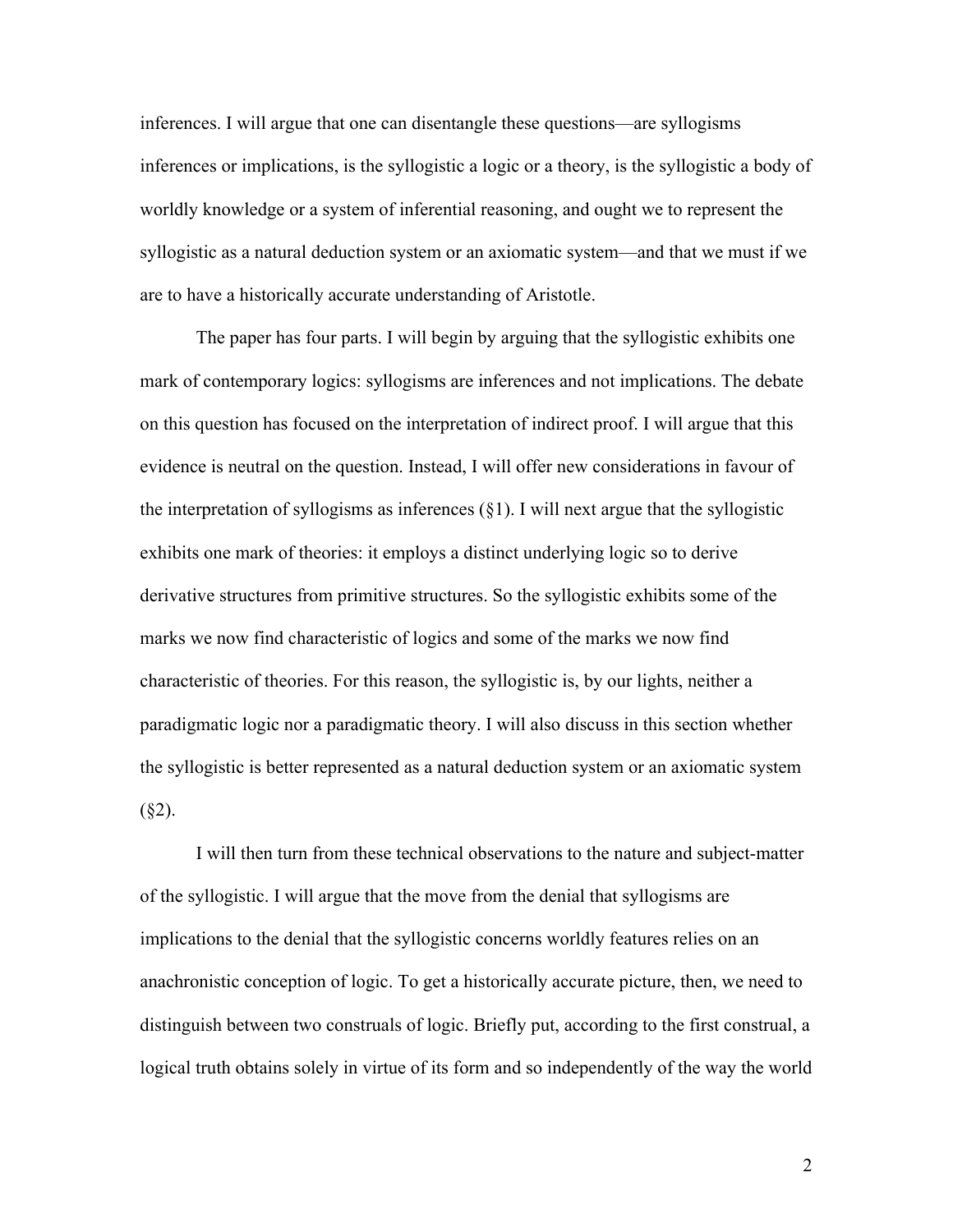inferences. I will argue that one can disentangle these questions—are syllogisms inferences or implications, is the syllogistic a logic or a theory, is the syllogistic a body of worldly knowledge or a system of inferential reasoning, and ought we to represent the syllogistic as a natural deduction system or an axiomatic system—and that we must if we are to have a historically accurate understanding of Aristotle.

The paper has four parts. I will begin by arguing that the syllogistic exhibits one mark of contemporary logics: syllogisms are inferences and not implications. The debate on this question has focused on the interpretation of indirect proof. I will argue that this evidence is neutral on the question. Instead, I will offer new considerations in favour of the interpretation of syllogisms as inferences (§1). I will next argue that the syllogistic exhibits one mark of theories: it employs a distinct underlying logic so to derive derivative structures from primitive structures. So the syllogistic exhibits some of the marks we now find characteristic of logics and some of the marks we now find characteristic of theories. For this reason, the syllogistic is, by our lights, neither a paradigmatic logic nor a paradigmatic theory. I will also discuss in this section whether the syllogistic is better represented as a natural deduction system or an axiomatic system (§2).

I will then turn from these technical observations to the nature and subject-matter of the syllogistic. I will argue that the move from the denial that syllogisms are implications to the denial that the syllogistic concerns worldly features relies on an anachronistic conception of logic. To get a historically accurate picture, then, we need to distinguish between two construals of logic. Briefly put, according to the first construal, a logical truth obtains solely in virtue of its form and so independently of the way the world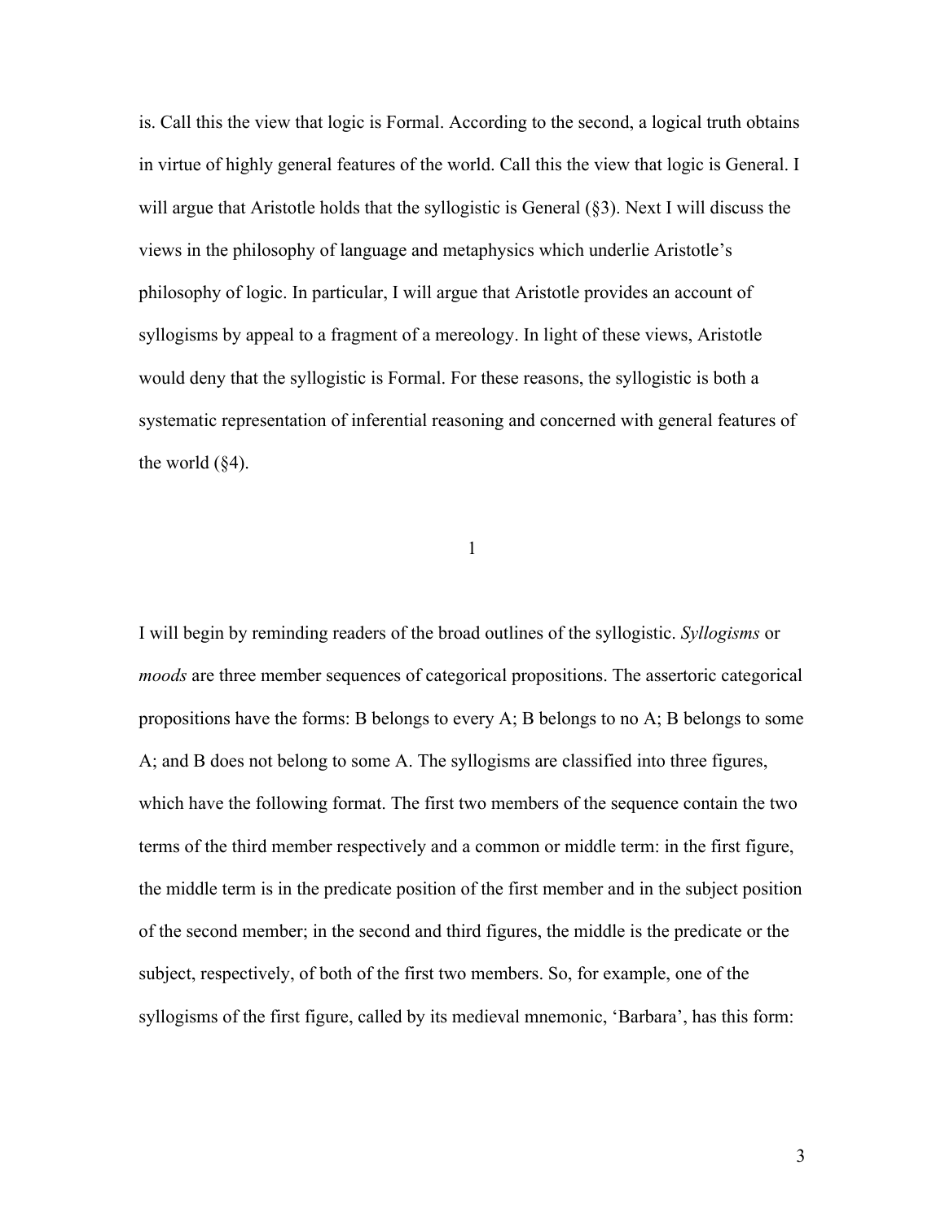is. Call this the view that logic is Formal. According to the second, a logical truth obtains in virtue of highly general features of the world. Call this the view that logic is General. I will argue that Aristotle holds that the syllogistic is General (§3). Next I will discuss the views in the philosophy of language and metaphysics which underlie Aristotle's philosophy of logic. In particular, I will argue that Aristotle provides an account of syllogisms by appeal to a fragment of a mereology. In light of these views, Aristotle would deny that the syllogistic is Formal. For these reasons, the syllogistic is both a systematic representation of inferential reasoning and concerned with general features of the world (§4).

## 1

I will begin by reminding readers of the broad outlines of the syllogistic. *Syllogisms* or *moods* are three member sequences of categorical propositions. The assertoric categorical propositions have the forms: B belongs to every A; B belongs to no A; B belongs to some A; and B does not belong to some A. The syllogisms are classified into three figures, which have the following format. The first two members of the sequence contain the two terms of the third member respectively and a common or middle term: in the first figure, the middle term is in the predicate position of the first member and in the subject position of the second member; in the second and third figures, the middle is the predicate or the subject, respectively, of both of the first two members. So, for example, one of the syllogisms of the first figure, called by its medieval mnemonic, 'Barbara', has this form: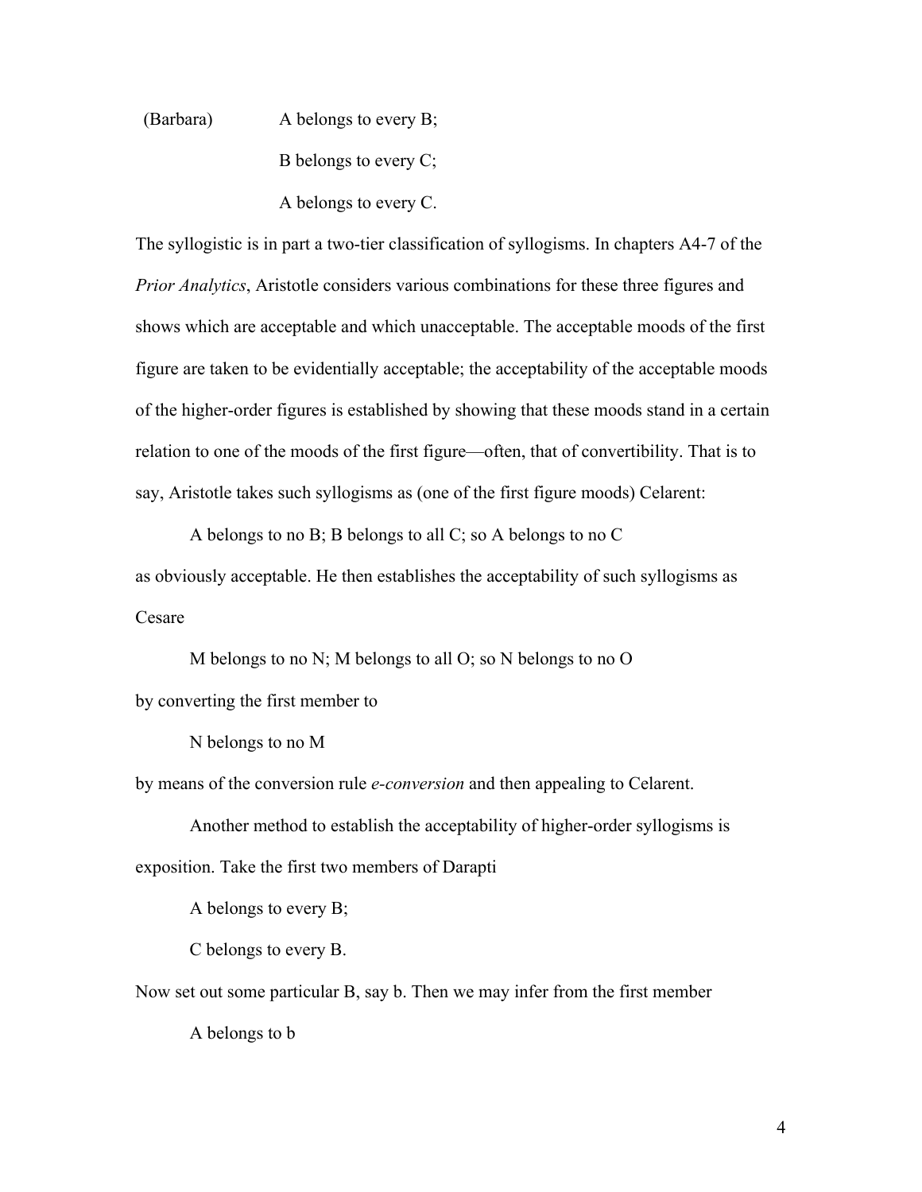(Barbara) A belongs to every B;

B belongs to every C;

A belongs to every C.

The syllogistic is in part a two-tier classification of syllogisms. In chapters A4-7 of the *Prior Analytics*, Aristotle considers various combinations for these three figures and shows which are acceptable and which unacceptable. The acceptable moods of the first figure are taken to be evidentially acceptable; the acceptability of the acceptable moods of the higher-order figures is established by showing that these moods stand in a certain relation to one of the moods of the first figure—often, that of convertibility. That is to say, Aristotle takes such syllogisms as (one of the first figure moods) Celarent:

A belongs to no B; B belongs to all C; so A belongs to no C

as obviously acceptable. He then establishes the acceptability of such syllogisms as Cesare

M belongs to no N; M belongs to all O; so N belongs to no O

by converting the first member to

N belongs to no M

by means of the conversion rule *e-conversion* and then appealing to Celarent.

Another method to establish the acceptability of higher-order syllogisms is exposition. Take the first two members of Darapti

A belongs to every B;

C belongs to every B.

Now set out some particular B, say b. Then we may infer from the first member

A belongs to b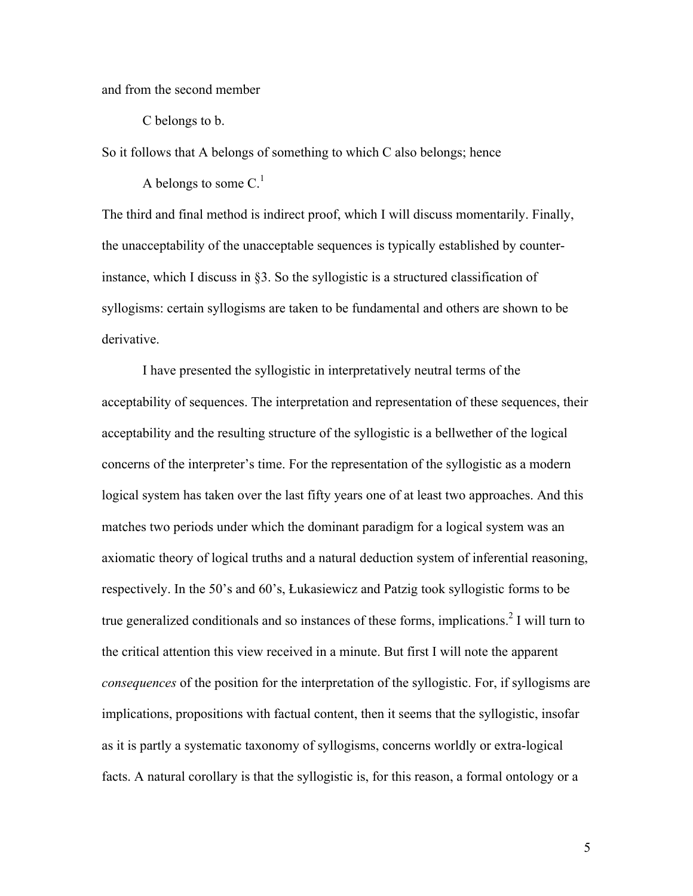and from the second member

C belongs to b.

So it follows that A belongs of something to which C also belongs; hence

A belongs to some C.[1]

The third and final method is indirect proof, which I will discuss momentarily. Finally, the unacceptability of the unacceptable sequences is typically established by counter-instance, which I discuss in §3. So the syllogistic is a structured classification of syllogisms: certain syllogisms are taken to be fundamental and others are shown to be derivative.

I have presented the syllogistic in interpretatively neutral terms of the acceptability of sequences. The interpretation and representation of these sequences, their acceptability and the resulting structure of the syllogistic is a bellwether of the logical concerns of the interpreter's time. For the representation of the syllogistic as a modern logical system has taken over the last fifty years one of at least two approaches. And this matches two periods under which the dominant paradigm for a logical system was an axiomatic theory of logical truths and a natural deduction system of inferential reasoning, respectively. In the 50's and 60's, Łukasiewicz and Patzig took syllogistic forms to be true generalized conditionals and so instances of these forms, implications.[2] I will turn to the critical attention this view received in a minute. But first I will note the apparent *consequences* of the position for the interpretation of the syllogistic. For, if syllogisms are implications, propositions with factual content, then it seems that the syllogistic, insofar as it is partly a systematic taxonomy of syllogisms, concerns worldly or extra-logical facts. A natural corollary is that the syllogistic is, for this reason, a formal ontology or a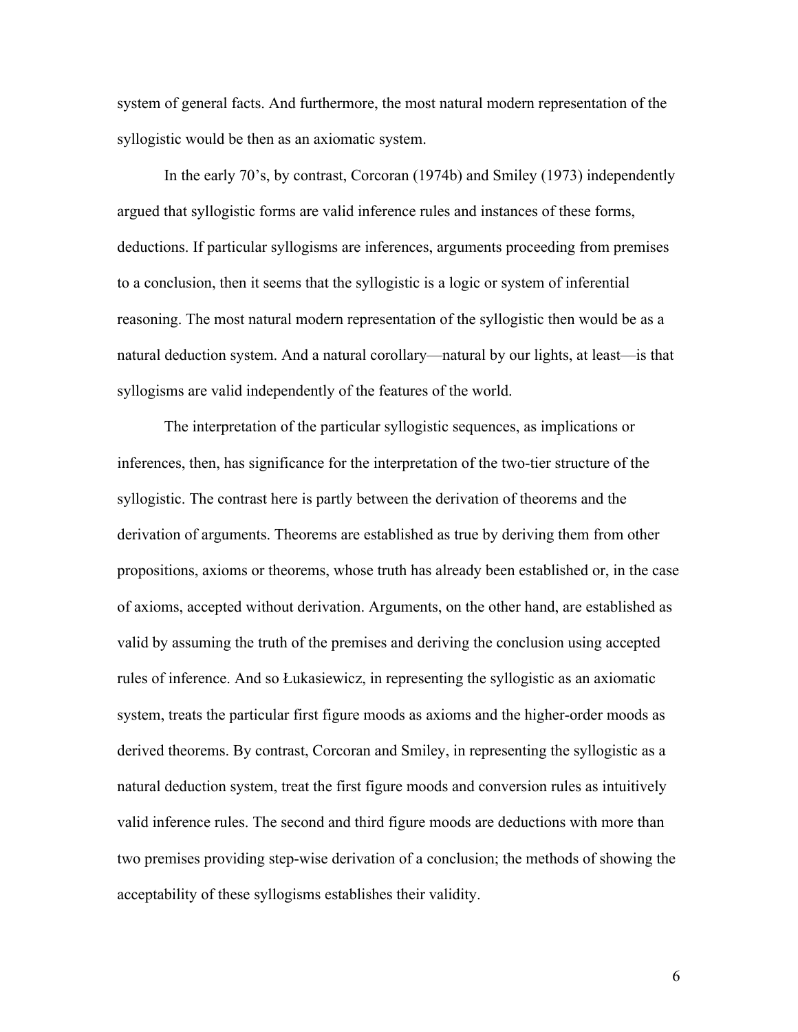system of general facts. And furthermore, the most natural modern representation of the syllogistic would be then as an axiomatic system.

In the early 70's, by contrast, Corcoran (1974b) and Smiley (1973) independently argued that syllogistic forms are valid inference rules and instances of these forms, deductions. If particular syllogisms are inferences, arguments proceeding from premises to a conclusion, then it seems that the syllogistic is a logic or system of inferential reasoning. The most natural modern representation of the syllogistic then would be as a natural deduction system. And a natural corollary—natural by our lights, at least—is that syllogisms are valid independently of the features of the world.

The interpretation of the particular syllogistic sequences, as implications or inferences, then, has significance for the interpretation of the two-tier structure of the syllogistic. The contrast here is partly between the derivation of theorems and the derivation of arguments. Theorems are established as true by deriving them from other propositions, axioms or theorems, whose truth has already been established or, in the case of axioms, accepted without derivation. Arguments, on the other hand, are established as valid by assuming the truth of the premises and deriving the conclusion using accepted rules of inference. And so Łukasiewicz, in representing the syllogistic as an axiomatic system, treats the particular first figure moods as axioms and the higher-order moods as derived theorems. By contrast, Corcoran and Smiley, in representing the syllogistic as a natural deduction system, treat the first figure moods and conversion rules as intuitively valid inference rules. The second and third figure moods are deductions with more than two premises providing step-wise derivation of a conclusion; the methods of showing the acceptability of these syllogisms establishes their validity.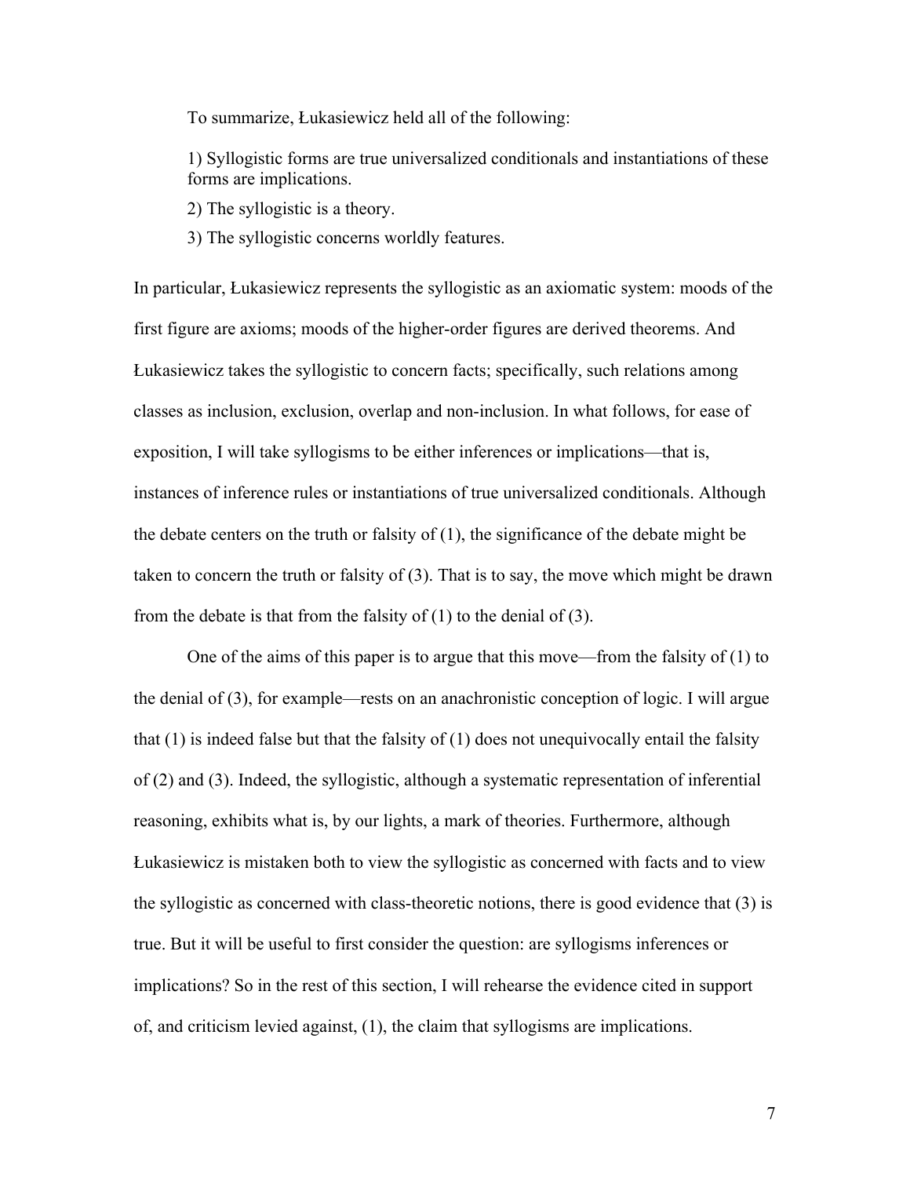To summarize, Łukasiewicz held all of the following:

1) Syllogistic forms are true universalized conditionals and instantiations of these forms are implications.

2) The syllogistic is a theory.

3) The syllogistic concerns worldly features.

In particular, Łukasiewicz represents the syllogistic as an axiomatic system: moods of the first figure are axioms; moods of the higher-order figures are derived theorems. And Łukasiewicz takes the syllogistic to concern facts; specifically, such relations among classes as inclusion, exclusion, overlap and non-inclusion. In what follows, for ease of exposition, I will take syllogisms to be either inferences or implications—that is, instances of inference rules or instantiations of true universalized conditionals. Although the debate centers on the truth or falsity of (1), the significance of the debate might be taken to concern the truth or falsity of (3). That is to say, the move which might be drawn from the debate is that from the falsity of (1) to the denial of (3).

One of the aims of this paper is to argue that this move—from the falsity of (1) to the denial of (3), for example—rests on an anachronistic conception of logic. I will argue that (1) is indeed false but that the falsity of (1) does not unequivocally entail the falsity of (2) and (3). Indeed, the syllogistic, although a systematic representation of inferential reasoning, exhibits what is, by our lights, a mark of theories. Furthermore, although Łukasiewicz is mistaken both to view the syllogistic as concerned with facts and to view the syllogistic as concerned with class-theoretic notions, there is good evidence that (3) is true. But it will be useful to first consider the question: are syllogisms inferences or implications? So in the rest of this section, I will rehearse the evidence cited in support of, and criticism levied against, (1), the claim that syllogisms are implications.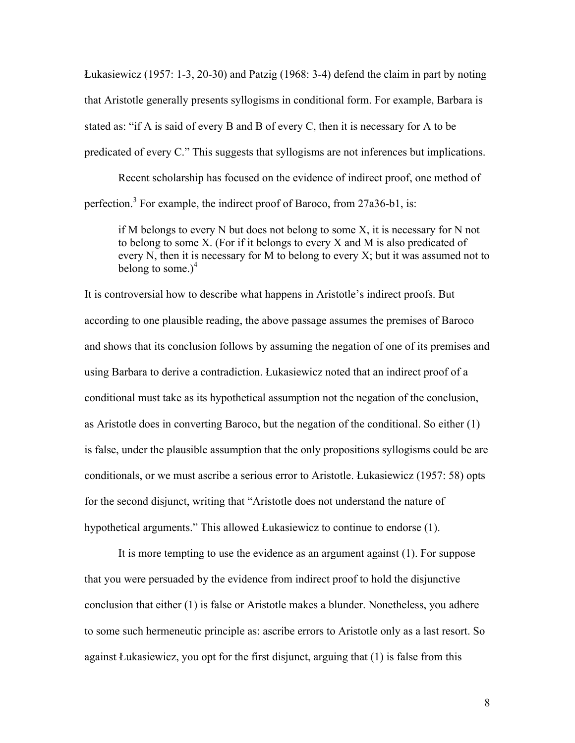Łukasiewicz (1957: 1-3, 20-30) and Patzig (1968: 3-4) defend the claim in part by noting that Aristotle generally presents syllogisms in conditional form. For example, Barbara is stated as: "if A is said of every B and B of every C, then it is necessary for A to be predicated of every C." This suggests that syllogisms are not inferences but implications.

Recent scholarship has focused on the evidence of indirect proof, one method of perfection.[3] For example, the indirect proof of Baroco, from 27a36-b1, is:

> if M belongs to every N but does not belong to some X, it is necessary for N not to belong to some X. (For if it belongs to every X and M is also predicated of every N, then it is necessary for M to belong to every X; but it was assumed not to belong to some.)[4]

It is controversial how to describe what happens in Aristotle's indirect proofs. But according to one plausible reading, the above passage assumes the premises of Baroco and shows that its conclusion follows by assuming the negation of one of its premises and using Barbara to derive a contradiction. Łukasiewicz noted that an indirect proof of a conditional must take as its hypothetical assumption not the negation of the conclusion, as Aristotle does in converting Baroco, but the negation of the conditional. So either (1) is false, under the plausible assumption that the only propositions syllogisms could be are conditionals, or we must ascribe a serious error to Aristotle. Łukasiewicz (1957: 58) opts for the second disjunct, writing that "Aristotle does not understand the nature of hypothetical arguments." This allowed Łukasiewicz to continue to endorse (1).

It is more tempting to use the evidence as an argument against (1). For suppose that you were persuaded by the evidence from indirect proof to hold the disjunctive conclusion that either (1) is false or Aristotle makes a blunder. Nonetheless, you adhere to some such hermeneutic principle as: ascribe errors to Aristotle only as a last resort. So against Łukasiewicz, you opt for the first disjunct, arguing that (1) is false from this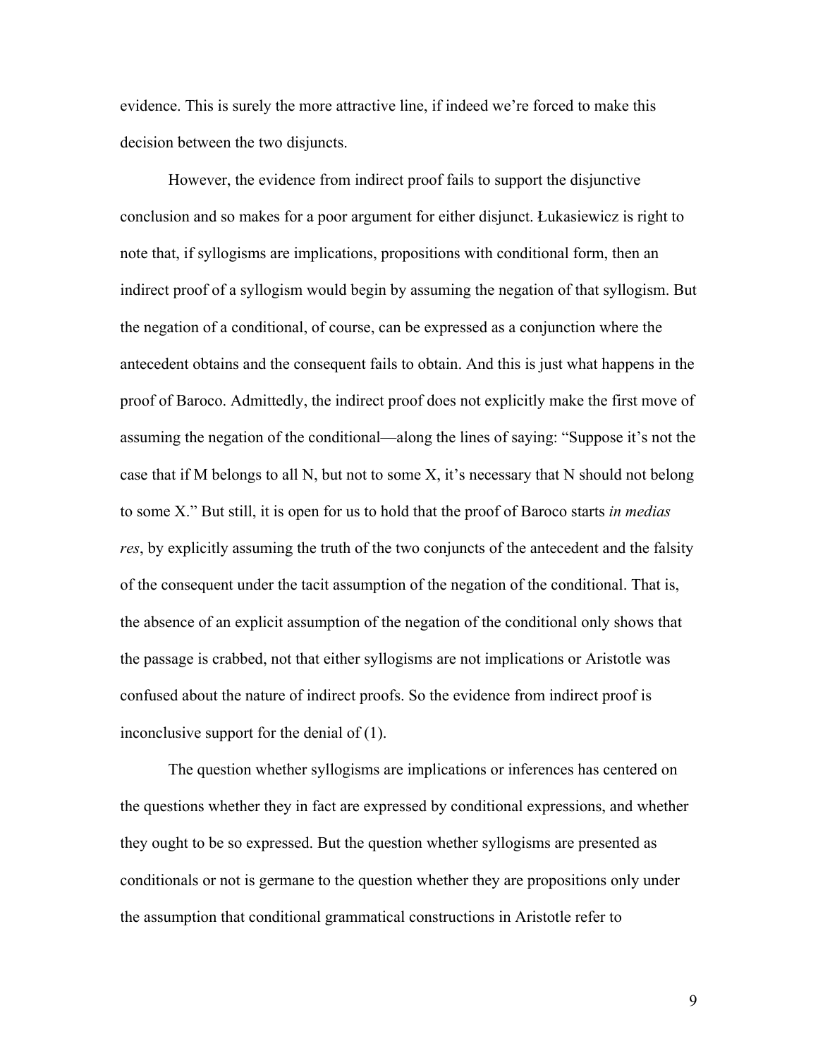evidence. This is surely the more attractive line, if indeed we're forced to make this decision between the two disjuncts.

However, the evidence from indirect proof fails to support the disjunctive conclusion and so makes for a poor argument for either disjunct. Łukasiewicz is right to note that, if syllogisms are implications, propositions with conditional form, then an indirect proof of a syllogism would begin by assuming the negation of that syllogism. But the negation of a conditional, of course, can be expressed as a conjunction where the antecedent obtains and the consequent fails to obtain. And this is just what happens in the proof of Baroco. Admittedly, the indirect proof does not explicitly make the first move of assuming the negation of the conditional—along the lines of saying: "Suppose it's not the case that if M belongs to all N, but not to some X, it's necessary that N should not belong to some X." But still, it is open for us to hold that the proof of Baroco starts *in medias res*, by explicitly assuming the truth of the two conjuncts of the antecedent and the falsity of the consequent under the tacit assumption of the negation of the conditional. That is, the absence of an explicit assumption of the negation of the conditional only shows that the passage is crabbed, not that either syllogisms are not implications or Aristotle was confused about the nature of indirect proofs. So the evidence from indirect proof is inconclusive support for the denial of (1).

The question whether syllogisms are implications or inferences has centered on the questions whether they in fact are expressed by conditional expressions, and whether they ought to be so expressed. But the question whether syllogisms are presented as conditionals or not is germane to the question whether they are propositions only under the assumption that conditional grammatical constructions in Aristotle refer to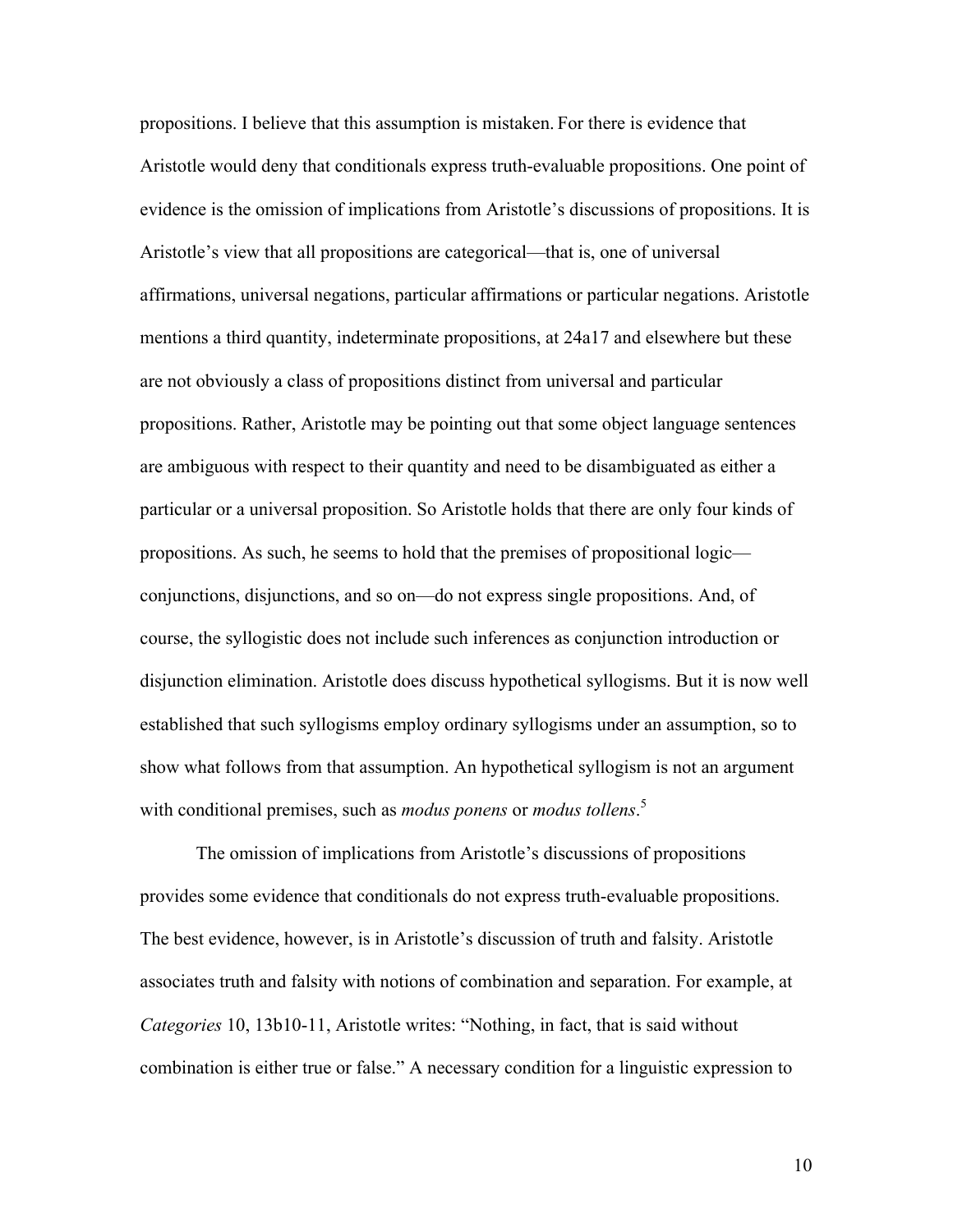propositions. I believe that this assumption is mistaken. For there is evidence that Aristotle would deny that conditionals express truth-evaluable propositions. One point of evidence is the omission of implications from Aristotle's discussions of propositions. It is Aristotle's view that all propositions are categorical—that is, one of universal affirmations, universal negations, particular affirmations or particular negations. Aristotle mentions a third quantity, indeterminate propositions, at 24a17 and elsewhere but these are not obviously a class of propositions distinct from universal and particular propositions. Rather, Aristotle may be pointing out that some object language sentences are ambiguous with respect to their quantity and need to be disambiguated as either a particular or a universal proposition. So Aristotle holds that there are only four kinds of propositions. As such, he seems to hold that the premises of propositional logic—conjunctions, disjunctions, and so on—do not express single propositions. And, of course, the syllogistic does not include such inferences as conjunction introduction or disjunction elimination. Aristotle does discuss hypothetical syllogisms. But it is now well established that such syllogisms employ ordinary syllogisms under an assumption, so to show what follows from that assumption. An hypothetical syllogism is not an argument with conditional premises, such as *modus ponens* or *modus tollens*.[5]

The omission of implications from Aristotle's discussions of propositions provides some evidence that conditionals do not express truth-evaluable propositions. The best evidence, however, is in Aristotle's discussion of truth and falsity. Aristotle associates truth and falsity with notions of combination and separation. For example, at *Categories* 10, 13b10-11, Aristotle writes: "Nothing, in fact, that is said without combination is either true or false." A necessary condition for a linguistic expression to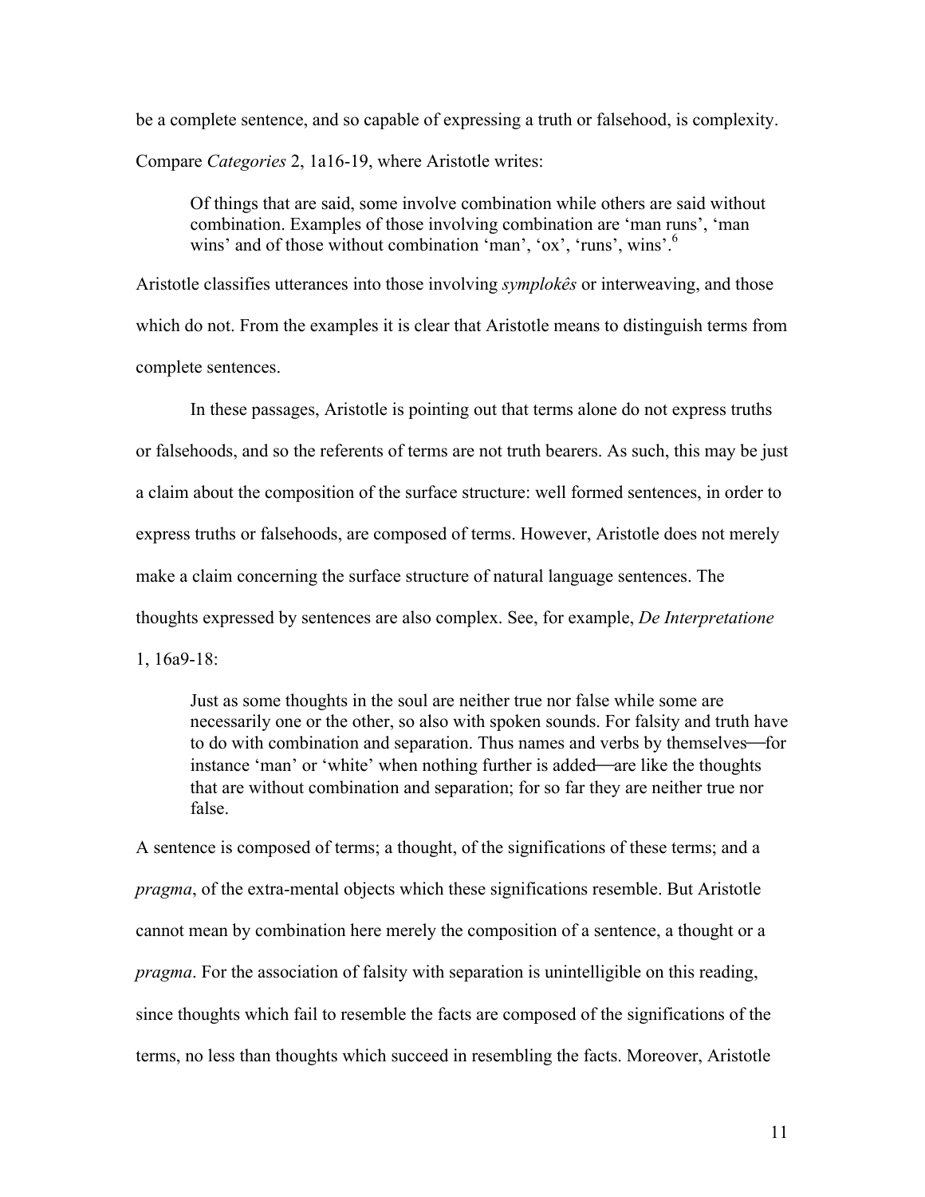be a complete sentence, and so capable of expressing a truth or falsehood, is complexity. Compare *Categories* 2, 1a16-19, where Aristotle writes:

> Of things that are said, some involve combination while others are said without combination. Examples of those involving combination are 'man runs', 'man wins' and of those without combination 'man', 'ox', 'runs', wins'.[6]

Aristotle classifies utterances into those involving *symplokês* or interweaving, and those which do not. From the examples it is clear that Aristotle means to distinguish terms from complete sentences.

In these passages, Aristotle is pointing out that terms alone do not express truths or falsehoods, and so the referents of terms are not truth bearers. As such, this may be just a claim about the composition of the surface structure: well formed sentences, in order to express truths or falsehoods, are composed of terms. However, Aristotle does not merely make a claim concerning the surface structure of natural language sentences. The thoughts expressed by sentences are also complex. See, for example, *De Interpretatione* 1, 16a9-18:

> Just as some thoughts in the soul are neither true nor false while some are necessarily one or the other, so also with spoken sounds. For falsity and truth have to do with combination and separation. Thus names and verbs by themselves—for instance 'man' or 'white' when nothing further is added—are like the thoughts that are without combination and separation; for so far they are neither true nor false.

A sentence is composed of terms; a thought, of the significations of these terms; and a *pragma*, of the extra-mental objects which these significations resemble. But Aristotle cannot mean by combination here merely the composition of a sentence, a thought or a *pragma*. For the association of falsity with separation is unintelligible on this reading, since thoughts which fail to resemble the facts are composed of the significations of the terms, no less than thoughts which succeed in resembling the facts. Moreover, Aristotle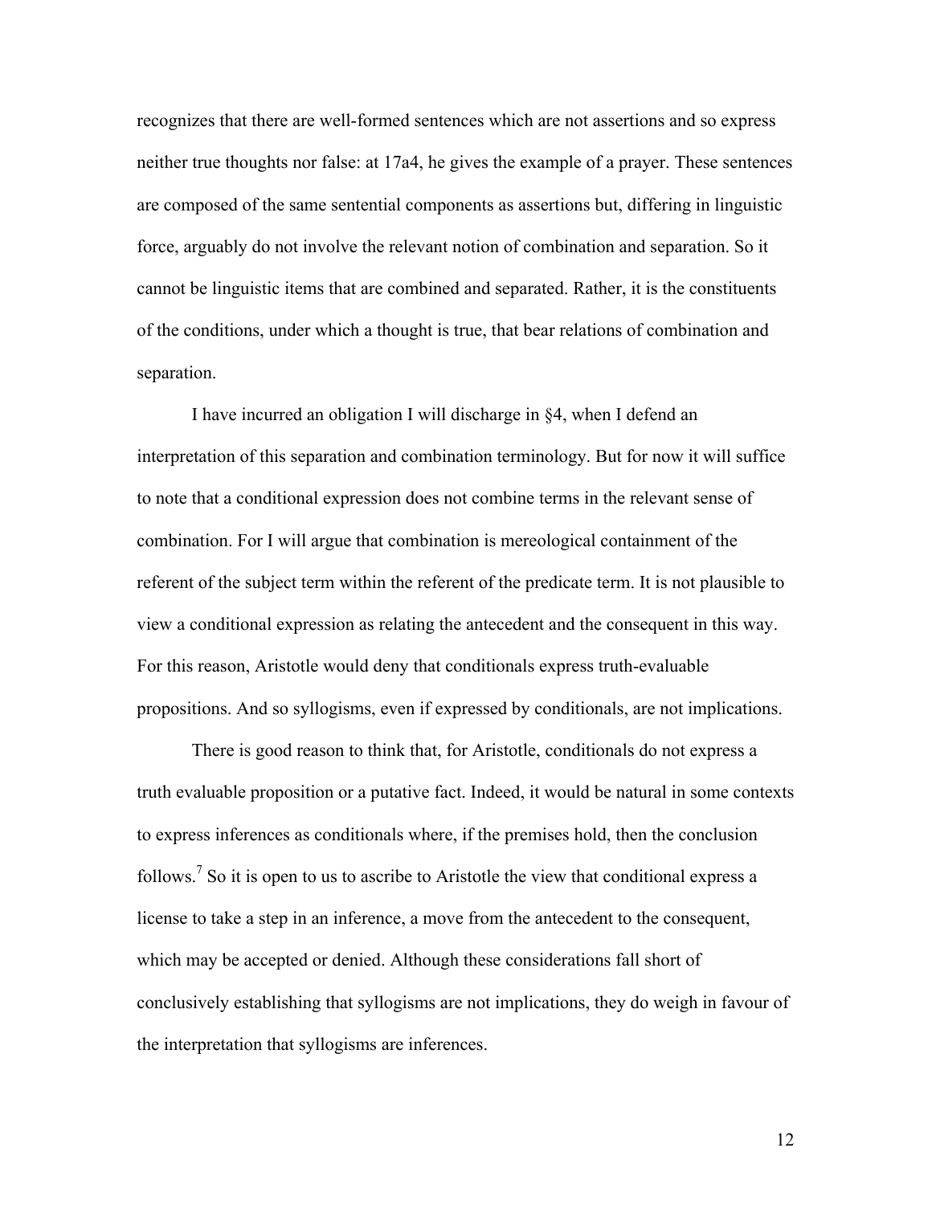recognizes that there are well-formed sentences which are not assertions and so express neither true thoughts nor false: at 17a4, he gives the example of a prayer. These sentences are composed of the same sentential components as assertions but, differing in linguistic force, arguably do not involve the relevant notion of combination and separation. So it cannot be linguistic items that are combined and separated. Rather, it is the constituents of the conditions, under which a thought is true, that bear relations of combination and separation.

I have incurred an obligation I will discharge in §4, when I defend an interpretation of this separation and combination terminology. But for now it will suffice to note that a conditional expression does not combine terms in the relevant sense of combination. For I will argue that combination is mereological containment of the referent of the subject term within the referent of the predicate term. It is not plausible to view a conditional expression as relating the antecedent and the consequent in this way. For this reason, Aristotle would deny that conditionals express truth-evaluable propositions. And so syllogisms, even if expressed by conditionals, are not implications.

There is good reason to think that, for Aristotle, conditionals do not express a truth evaluable proposition or a putative fact. Indeed, it would be natural in some contexts to express inferences as conditionals where, if the premises hold, then the conclusion follows.[7] So it is open to us to ascribe to Aristotle the view that conditional express a license to take a step in an inference, a move from the antecedent to the consequent, which may be accepted or denied. Although these considerations fall short of conclusively establishing that syllogisms are not implications, they do weigh in favour of the interpretation that syllogisms are inferences.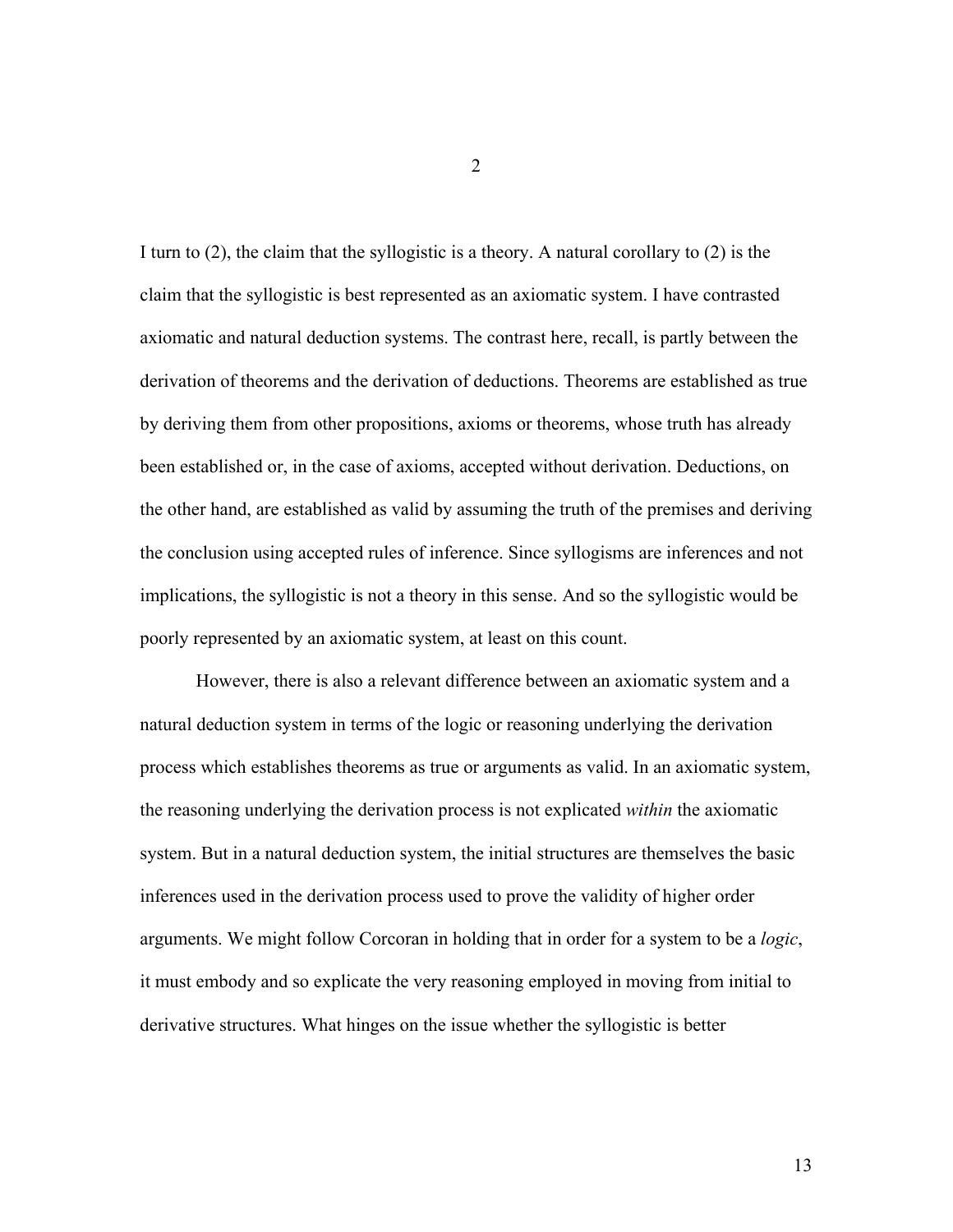## 2

I turn to (2), the claim that the syllogistic is a theory. A natural corollary to (2) is the claim that the syllogistic is best represented as an axiomatic system. I have contrasted axiomatic and natural deduction systems. The contrast here, recall, is partly between the derivation of theorems and the derivation of deductions. Theorems are established as true by deriving them from other propositions, axioms or theorems, whose truth has already been established or, in the case of axioms, accepted without derivation. Deductions, on the other hand, are established as valid by assuming the truth of the premises and deriving the conclusion using accepted rules of inference. Since syllogisms are inferences and not implications, the syllogistic is not a theory in this sense. And so the syllogistic would be poorly represented by an axiomatic system, at least on this count.

However, there is also a relevant difference between an axiomatic system and a natural deduction system in terms of the logic or reasoning underlying the derivation process which establishes theorems as true or arguments as valid. In an axiomatic system, the reasoning underlying the derivation process is not explicated *within* the axiomatic system. But in a natural deduction system, the initial structures are themselves the basic inferences used in the derivation process used to prove the validity of higher order arguments. We might follow Corcoran in holding that in order for a system to be a *logic*, it must embody and so explicate the very reasoning employed in moving from initial to derivative structures. What hinges on the issue whether the syllogistic is better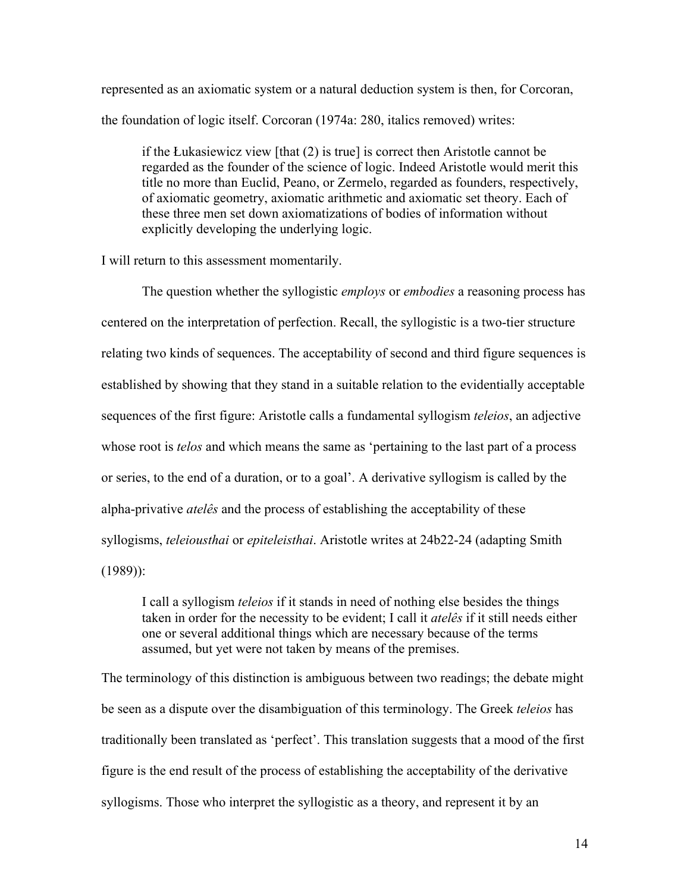represented as an axiomatic system or a natural deduction system is then, for Corcoran, the foundation of logic itself. Corcoran (1974a: 280, italics removed) writes:

> if the Łukasiewicz view [that (2) is true] is correct then Aristotle cannot be regarded as the founder of the science of logic. Indeed Aristotle would merit this title no more than Euclid, Peano, or Zermelo, regarded as founders, respectively, of axiomatic geometry, axiomatic arithmetic and axiomatic set theory. Each of these three men set down axiomatizations of bodies of information without explicitly developing the underlying logic.

I will return to this assessment momentarily.

The question whether the syllogistic *employs* or *embodies* a reasoning process has centered on the interpretation of perfection. Recall, the syllogistic is a two-tier structure relating two kinds of sequences. The acceptability of second and third figure sequences is established by showing that they stand in a suitable relation to the evidentially acceptable sequences of the first figure: Aristotle calls a fundamental syllogism *teleios*, an adjective whose root is *telos* and which means the same as 'pertaining to the last part of a process or series, to the end of a duration, or to a goal'. A derivative syllogism is called by the alpha-privative *atelês* and the process of establishing the acceptability of these syllogisms, *teleiousthai* or *epiteleisthai*. Aristotle writes at 24b22-24 (adapting Smith (1989)):

> I call a syllogism *teleios* if it stands in need of nothing else besides the things taken in order for the necessity to be evident; I call it *atelês* if it still needs either one or several additional things which are necessary because of the terms assumed, but yet were not taken by means of the premises.

The terminology of this distinction is ambiguous between two readings; the debate might be seen as a dispute over the disambiguation of this terminology. The Greek *teleios* has traditionally been translated as 'perfect'. This translation suggests that a mood of the first figure is the end result of the process of establishing the acceptability of the derivative syllogisms. Those who interpret the syllogistic as a theory, and represent it by an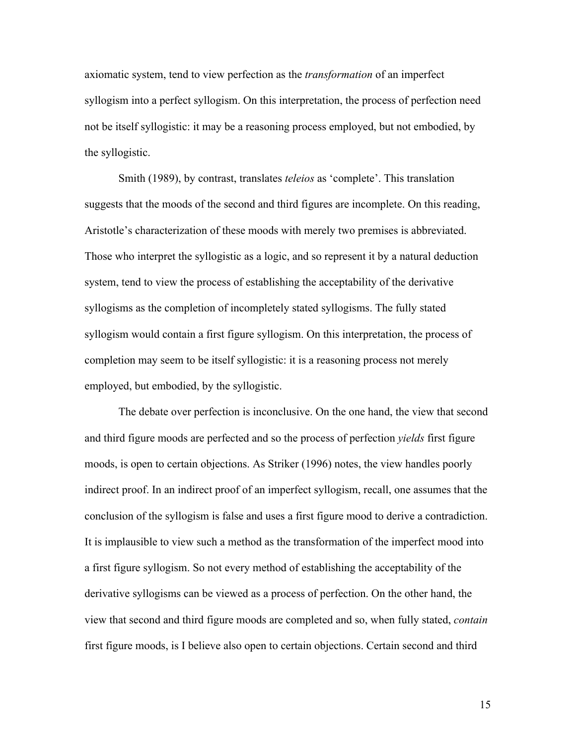axiomatic system, tend to view perfection as the *transformation* of an imperfect syllogism into a perfect syllogism. On this interpretation, the process of perfection need not be itself syllogistic: it may be a reasoning process employed, but not embodied, by the syllogistic.

Smith (1989), by contrast, translates *teleios* as 'complete'. This translation suggests that the moods of the second and third figures are incomplete. On this reading, Aristotle's characterization of these moods with merely two premises is abbreviated. Those who interpret the syllogistic as a logic, and so represent it by a natural deduction system, tend to view the process of establishing the acceptability of the derivative syllogisms as the completion of incompletely stated syllogisms. The fully stated syllogism would contain a first figure syllogism. On this interpretation, the process of completion may seem to be itself syllogistic: it is a reasoning process not merely employed, but embodied, by the syllogistic.

The debate over perfection is inconclusive. On the one hand, the view that second and third figure moods are perfected and so the process of perfection *yields* first figure moods, is open to certain objections. As Striker (1996) notes, the view handles poorly indirect proof. In an indirect proof of an imperfect syllogism, recall, one assumes that the conclusion of the syllogism is false and uses a first figure mood to derive a contradiction. It is implausible to view such a method as the transformation of the imperfect mood into a first figure syllogism. So not every method of establishing the acceptability of the derivative syllogisms can be viewed as a process of perfection. On the other hand, the view that second and third figure moods are completed and so, when fully stated, *contain* first figure moods, is I believe also open to certain objections. Certain second and third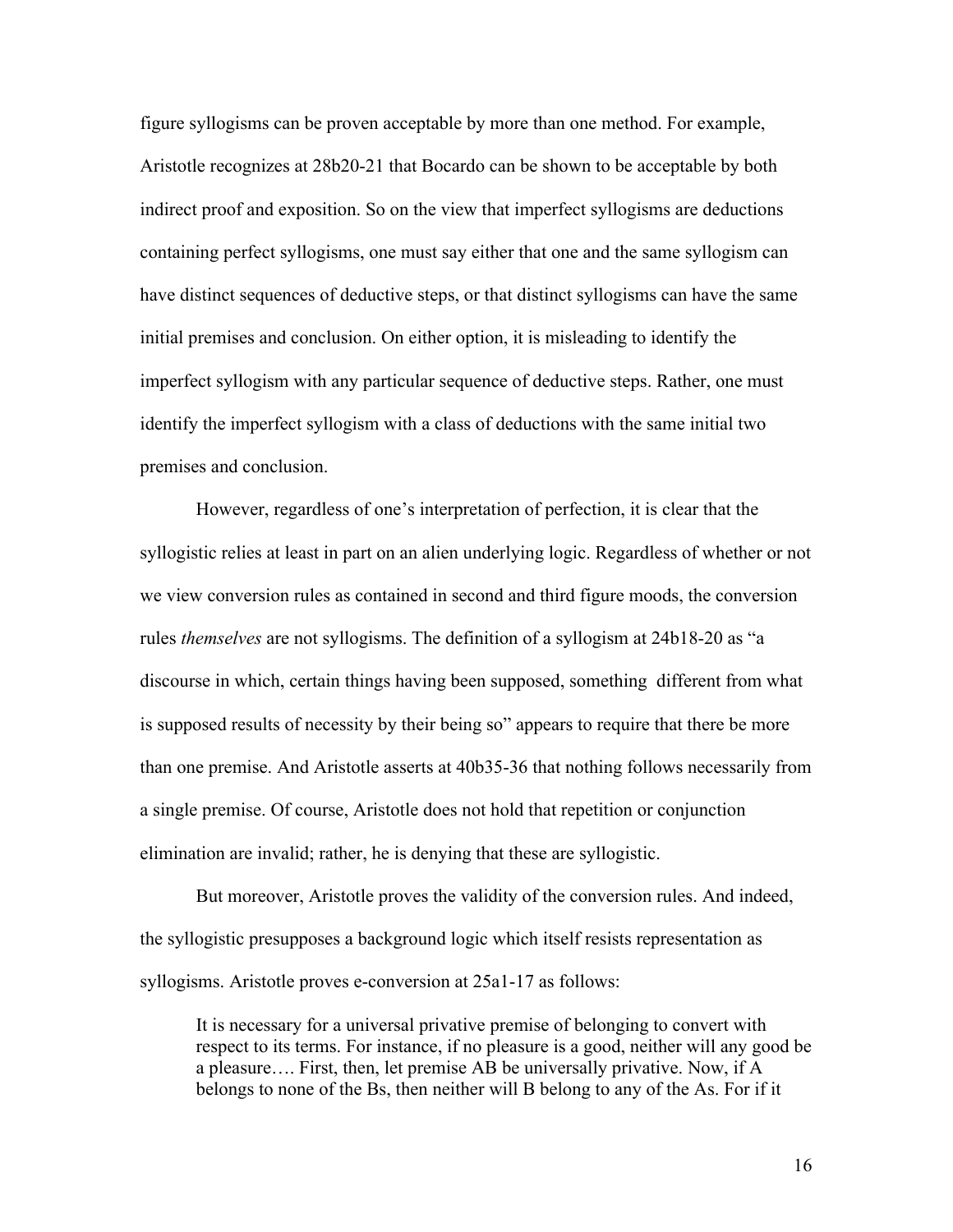figure syllogisms can be proven acceptable by more than one method. For example, Aristotle recognizes at 28b20-21 that Bocardo can be shown to be acceptable by both indirect proof and exposition. So on the view that imperfect syllogisms are deductions containing perfect syllogisms, one must say either that one and the same syllogism can have distinct sequences of deductive steps, or that distinct syllogisms can have the same initial premises and conclusion. On either option, it is misleading to identify the imperfect syllogism with any particular sequence of deductive steps. Rather, one must identify the imperfect syllogism with a class of deductions with the same initial two premises and conclusion.

However, regardless of one's interpretation of perfection, it is clear that the syllogistic relies at least in part on an alien underlying logic. Regardless of whether or not we view conversion rules as contained in second and third figure moods, the conversion rules *themselves* are not syllogisms. The definition of a syllogism at 24b18-20 as "a discourse in which, certain things having been supposed, something different from what is supposed results of necessity by their being so" appears to require that there be more than one premise. And Aristotle asserts at 40b35-36 that nothing follows necessarily from a single premise. Of course, Aristotle does not hold that repetition or conjunction elimination are invalid; rather, he is denying that these are syllogistic.

But moreover, Aristotle proves the validity of the conversion rules. And indeed, the syllogistic presupposes a background logic which itself resists representation as syllogisms. Aristotle proves e-conversion at 25a1-17 as follows:

> It is necessary for a universal privative premise of belonging to convert with respect to its terms. For instance, if no pleasure is a good, neither will any good be a pleasure…. First, then, let premise AB be universally privative. Now, if A belongs to none of the Bs, then neither will B belong to any of the As. For if it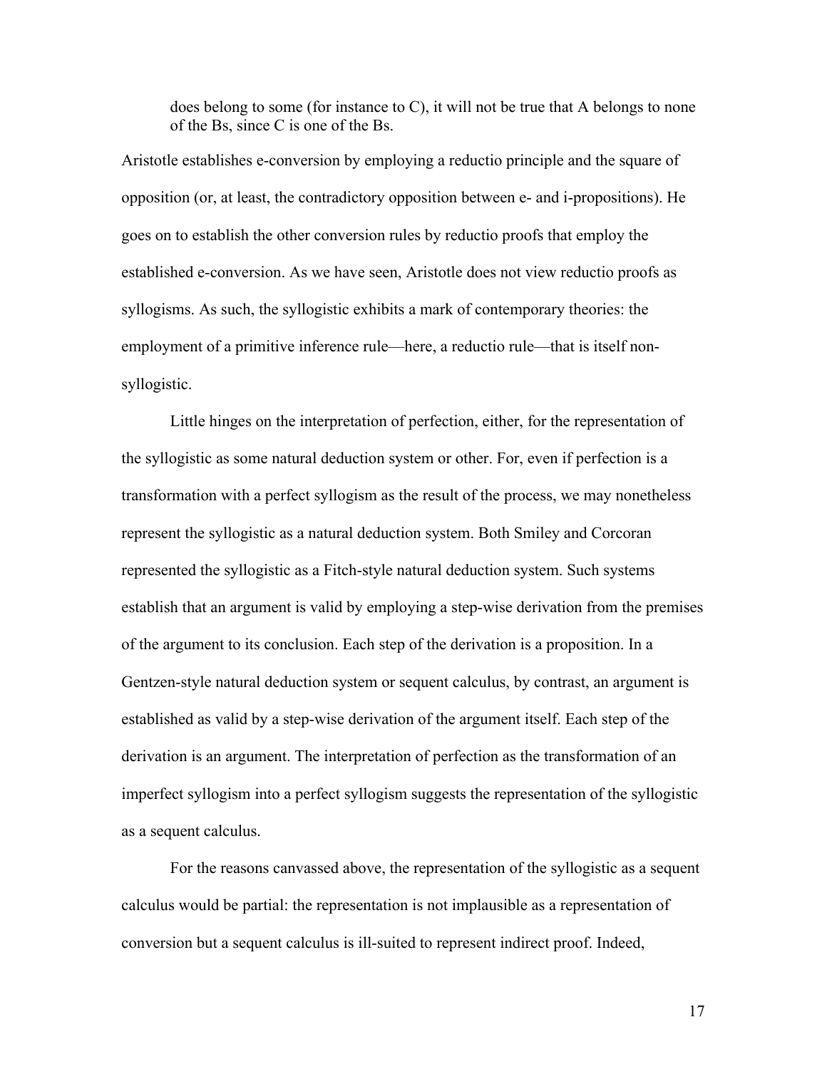> does belong to some (for instance to C), it will not be true that A belongs to none of the Bs, since C is one of the Bs.

Aristotle establishes e-conversion by employing a reductio principle and the square of opposition (or, at least, the contradictory opposition between e- and i-propositions). He goes on to establish the other conversion rules by reductio proofs that employ the established e-conversion. As we have seen, Aristotle does not view reductio proofs as syllogisms. As such, the syllogistic exhibits a mark of contemporary theories: the employment of a primitive inference rule—here, a reductio rule—that is itself non-syllogistic.

Little hinges on the interpretation of perfection, either, for the representation of the syllogistic as some natural deduction system or other. For, even if perfection is a transformation with a perfect syllogism as the result of the process, we may nonetheless represent the syllogistic as a natural deduction system. Both Smiley and Corcoran represented the syllogistic as a Fitch-style natural deduction system. Such systems establish that an argument is valid by employing a step-wise derivation from the premises of the argument to its conclusion. Each step of the derivation is a proposition. In a Gentzen-style natural deduction system or sequent calculus, by contrast, an argument is established as valid by a step-wise derivation of the argument itself. Each step of the derivation is an argument. The interpretation of perfection as the transformation of an imperfect syllogism into a perfect syllogism suggests the representation of the syllogistic as a sequent calculus.

For the reasons canvassed above, the representation of the syllogistic as a sequent calculus would be partial: the representation is not implausible as a representation of conversion but a sequent calculus is ill-suited to represent indirect proof. Indeed,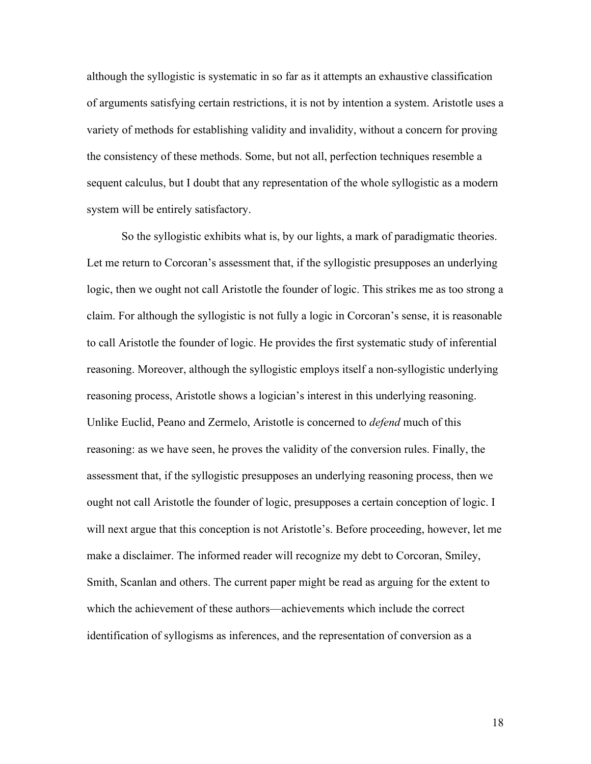although the syllogistic is systematic in so far as it attempts an exhaustive classification of arguments satisfying certain restrictions, it is not by intention a system. Aristotle uses a variety of methods for establishing validity and invalidity, without a concern for proving the consistency of these methods. Some, but not all, perfection techniques resemble a sequent calculus, but I doubt that any representation of the whole syllogistic as a modern system will be entirely satisfactory.

So the syllogistic exhibits what is, by our lights, a mark of paradigmatic theories. Let me return to Corcoran's assessment that, if the syllogistic presupposes an underlying logic, then we ought not call Aristotle the founder of logic. This strikes me as too strong a claim. For although the syllogistic is not fully a logic in Corcoran's sense, it is reasonable to call Aristotle the founder of logic. He provides the first systematic study of inferential reasoning. Moreover, although the syllogistic employs itself a non-syllogistic underlying reasoning process, Aristotle shows a logician's interest in this underlying reasoning. Unlike Euclid, Peano and Zermelo, Aristotle is concerned to *defend* much of this reasoning: as we have seen, he proves the validity of the conversion rules. Finally, the assessment that, if the syllogistic presupposes an underlying reasoning process, then we ought not call Aristotle the founder of logic, presupposes a certain conception of logic. I will next argue that this conception is not Aristotle's. Before proceeding, however, let me make a disclaimer. The informed reader will recognize my debt to Corcoran, Smiley, Smith, Scanlan and others. The current paper might be read as arguing for the extent to which the achievement of these authors—achievements which include the correct identification of syllogisms as inferences, and the representation of conversion as a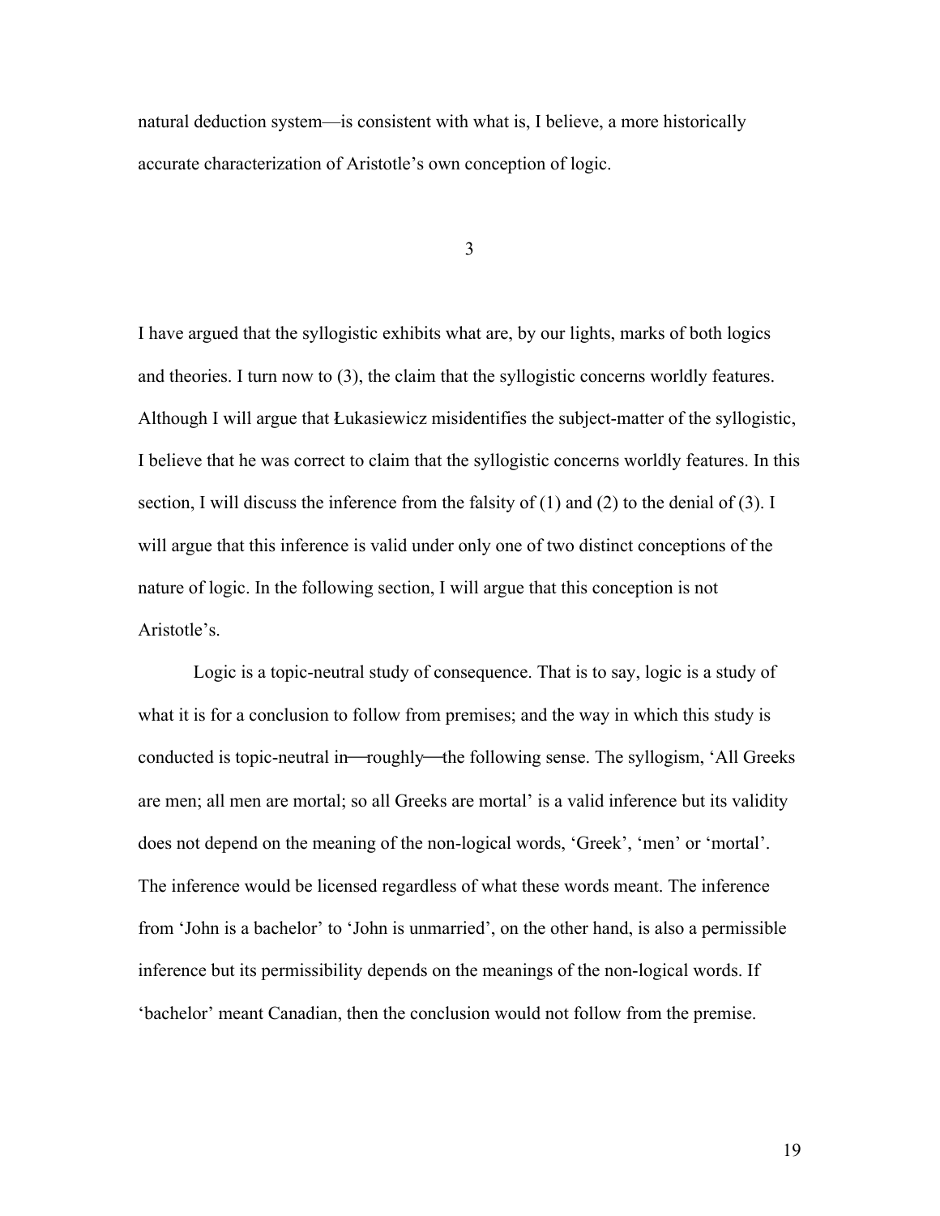natural deduction system—is consistent with what is, I believe, a more historically accurate characterization of Aristotle's own conception of logic.

## 3

I have argued that the syllogistic exhibits what are, by our lights, marks of both logics and theories. I turn now to (3), the claim that the syllogistic concerns worldly features. Although I will argue that Łukasiewicz misidentifies the subject-matter of the syllogistic, I believe that he was correct to claim that the syllogistic concerns worldly features. In this section, I will discuss the inference from the falsity of (1) and (2) to the denial of (3). I will argue that this inference is valid under only one of two distinct conceptions of the nature of logic. In the following section, I will argue that this conception is not Aristotle's.

Logic is a topic-neutral study of consequence. That is to say, logic is a study of what it is for a conclusion to follow from premises; and the way in which this study is conducted is topic-neutral in—roughly—the following sense. The syllogism, 'All Greeks are men; all men are mortal; so all Greeks are mortal' is a valid inference but its validity does not depend on the meaning of the non-logical words, 'Greek', 'men' or 'mortal'. The inference would be licensed regardless of what these words meant. The inference from 'John is a bachelor' to 'John is unmarried', on the other hand, is also a permissible inference but its permissibility depends on the meanings of the non-logical words. If 'bachelor' meant Canadian, then the conclusion would not follow from the premise.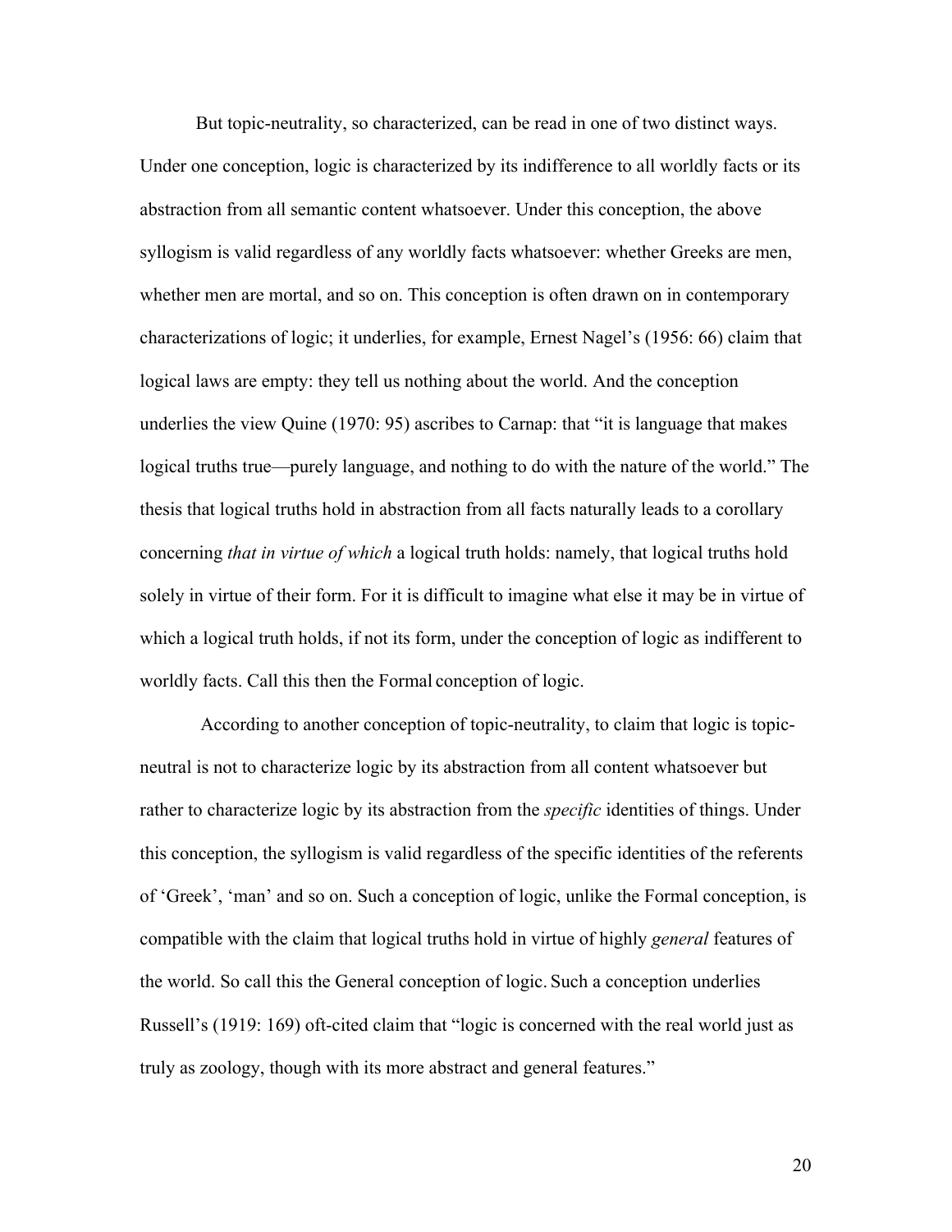But topic-neutrality, so characterized, can be read in one of two distinct ways. Under one conception, logic is characterized by its indifference to all worldly facts or its abstraction from all semantic content whatsoever. Under this conception, the above syllogism is valid regardless of any worldly facts whatsoever: whether Greeks are men, whether men are mortal, and so on. This conception is often drawn on in contemporary characterizations of logic; it underlies, for example, Ernest Nagel's (1956: 66) claim that logical laws are empty: they tell us nothing about the world. And the conception underlies the view Quine (1970: 95) ascribes to Carnap: that "it is language that makes logical truths true—purely language, and nothing to do with the nature of the world." The thesis that logical truths hold in abstraction from all facts naturally leads to a corollary concerning *that in virtue of which* a logical truth holds: namely, that logical truths hold solely in virtue of their form. For it is difficult to imagine what else it may be in virtue of which a logical truth holds, if not its form, under the conception of logic as indifferent to worldly facts. Call this then the Formal conception of logic.

According to another conception of topic-neutrality, to claim that logic is topic-neutral is not to characterize logic by its abstraction from all content whatsoever but rather to characterize logic by its abstraction from the *specific* identities of things. Under this conception, the syllogism is valid regardless of the specific identities of the referents of 'Greek', 'man' and so on. Such a conception of logic, unlike the Formal conception, is compatible with the claim that logical truths hold in virtue of highly *general* features of the world. So call this the General conception of logic. Such a conception underlies Russell's (1919: 169) oft-cited claim that "logic is concerned with the real world just as truly as zoology, though with its more abstract and general features."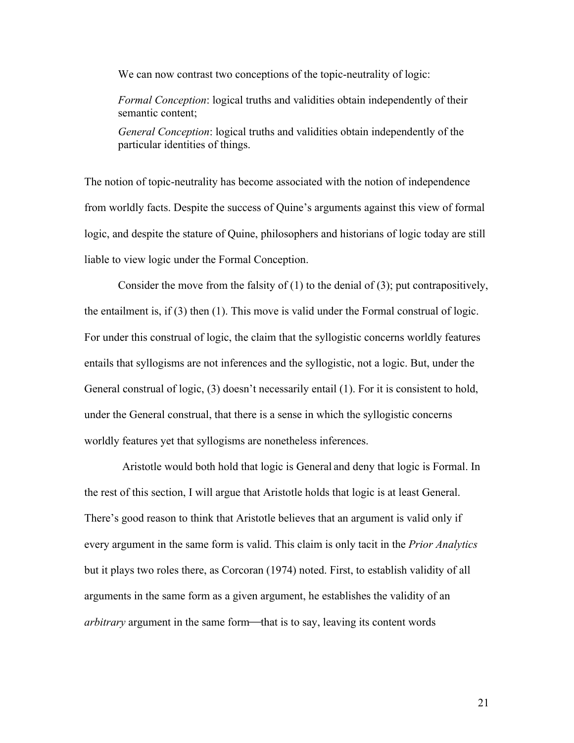We can now contrast two conceptions of the topic-neutrality of logic:

> *Formal Conception*: logical truths and validities obtain independently of their semantic content;
>
> *General Conception*: logical truths and validities obtain independently of the particular identities of things.

The notion of topic-neutrality has become associated with the notion of independence from worldly facts. Despite the success of Quine's arguments against this view of formal logic, and despite the stature of Quine, philosophers and historians of logic today are still liable to view logic under the Formal Conception.

Consider the move from the falsity of (1) to the denial of (3); put contrapositively, the entailment is, if (3) then (1). This move is valid under the Formal construal of logic. For under this construal of logic, the claim that the syllogistic concerns worldly features entails that syllogisms are not inferences and the syllogistic, not a logic. But, under the General construal of logic, (3) doesn't necessarily entail (1). For it is consistent to hold, under the General construal, that there is a sense in which the syllogistic concerns worldly features yet that syllogisms are nonetheless inferences.

Aristotle would both hold that logic is General and deny that logic is Formal. In the rest of this section, I will argue that Aristotle holds that logic is at least General. There's good reason to think that Aristotle believes that an argument is valid only if every argument in the same form is valid. This claim is only tacit in the *Prior Analytics* but it plays two roles there, as Corcoran (1974) noted. First, to establish validity of all arguments in the same form as a given argument, he establishes the validity of an *arbitrary* argument in the same form—that is to say, leaving its content words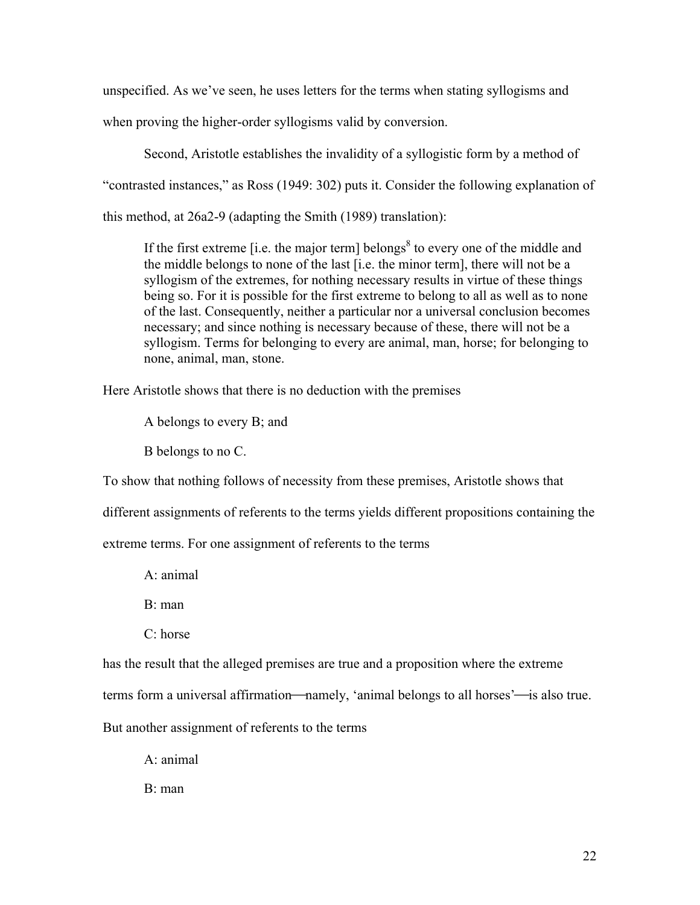unspecified. As we've seen, he uses letters for the terms when stating syllogisms and when proving the higher-order syllogisms valid by conversion.

Second, Aristotle establishes the invalidity of a syllogistic form by a method of "contrasted instances," as Ross (1949: 302) puts it. Consider the following explanation of this method, at 26a2-9 (adapting the Smith (1989) translation):

> If the first extreme [i.e. the major term] belongs[8] to every one of the middle and the middle belongs to none of the last [i.e. the minor term], there will not be a syllogism of the extremes, for nothing necessary results in virtue of these things being so. For it is possible for the first extreme to belong to all as well as to none of the last. Consequently, neither a particular nor a universal conclusion becomes necessary; and since nothing is necessary because of these, there will not be a syllogism. Terms for belonging to every are animal, man, horse; for belonging to none, animal, man, stone.

Here Aristotle shows that there is no deduction with the premises

> A belongs to every B; and
>
> B belongs to no C.

To show that nothing follows of necessity from these premises, Aristotle shows that different assignments of referents to the terms yields different propositions containing the extreme terms. For one assignment of referents to the terms

> A: animal
>
> B: man
>
> C: horse

has the result that the alleged premises are true and a proposition where the extreme terms form a universal affirmation—namely, 'animal belongs to all horses'—is also true. But another assignment of referents to the terms

> A: animal
>
> B: man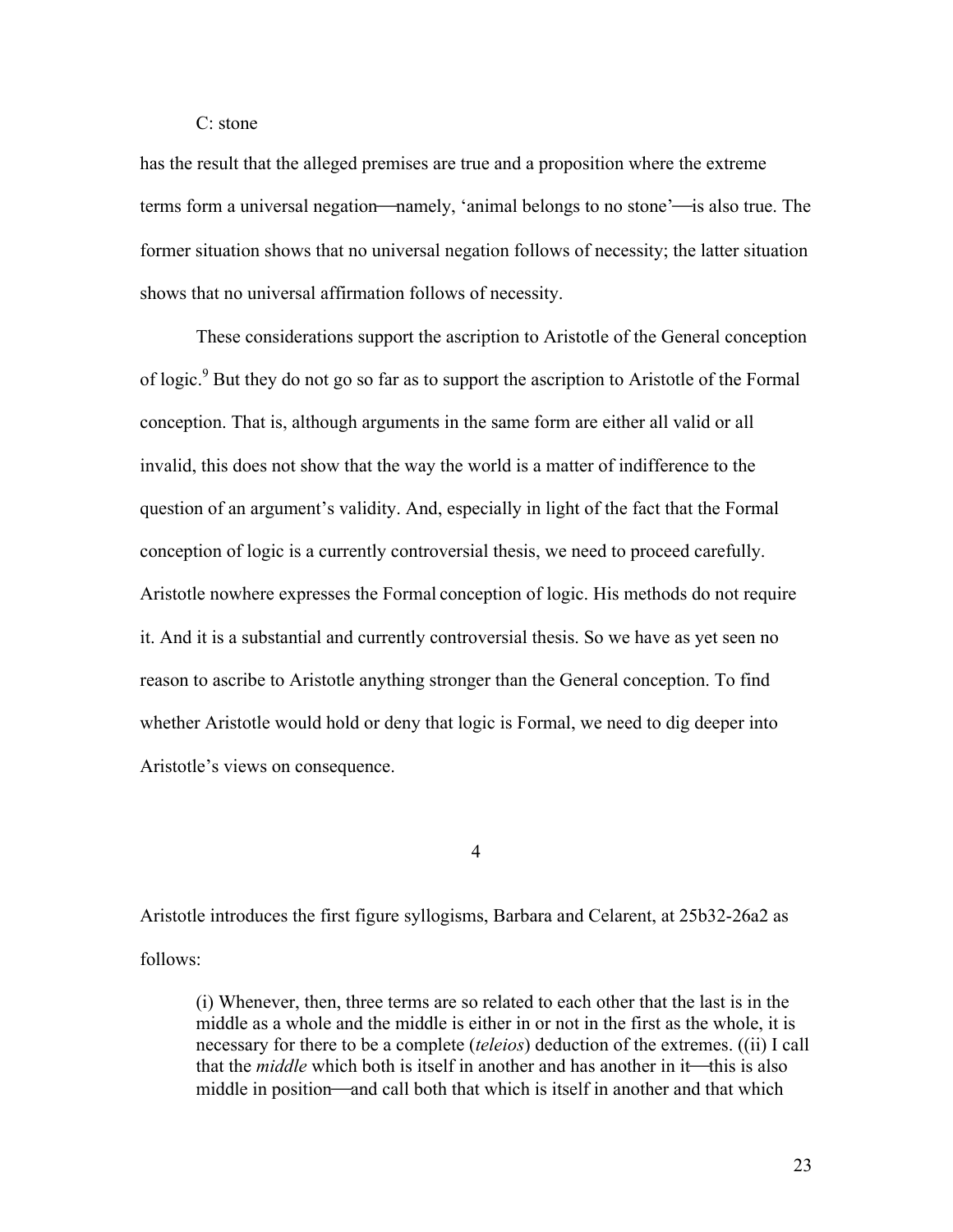C: stone

has the result that the alleged premises are true and a proposition where the extreme terms form a universal negation—namely, 'animal belongs to no stone'—is also true. The former situation shows that no universal negation follows of necessity; the latter situation shows that no universal affirmation follows of necessity.

These considerations support the ascription to Aristotle of the General conception of logic.[9] But they do not go so far as to support the ascription to Aristotle of the Formal conception. That is, although arguments in the same form are either all valid or all invalid, this does not show that the way the world is a matter of indifference to the question of an argument's validity. And, especially in light of the fact that the Formal conception of logic is a currently controversial thesis, we need to proceed carefully. Aristotle nowhere expresses the Formal conception of logic. His methods do not require it. And it is a substantial and currently controversial thesis. So we have as yet seen no reason to ascribe to Aristotle anything stronger than the General conception. To find whether Aristotle would hold or deny that logic is Formal, we need to dig deeper into Aristotle's views on consequence.

## 4

Aristotle introduces the first figure syllogisms, Barbara and Celarent, at 25b32-26a2 as follows:

> (i) Whenever, then, three terms are so related to each other that the last is in the middle as a whole and the middle is either in or not in the first as the whole, it is necessary for there to be a complete (*teleios*) deduction of the extremes. ((ii) I call that the *middle* which both is itself in another and has another in it—this is also middle in position—and call both that which is itself in another and that which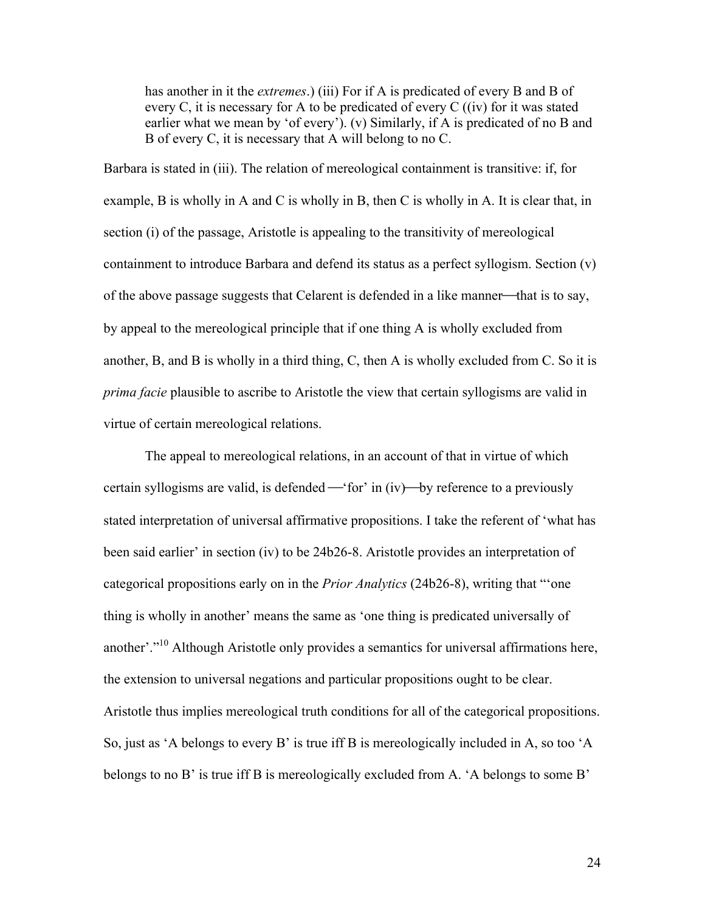> has another in it the *extremes*.) (iii) For if A is predicated of every B and B of every C, it is necessary for A to be predicated of every C ((iv) for it was stated earlier what we mean by 'of every'). (v) Similarly, if A is predicated of no B and B of every C, it is necessary that A will belong to no C.

Barbara is stated in (iii). The relation of mereological containment is transitive: if, for example, B is wholly in A and C is wholly in B, then C is wholly in A. It is clear that, in section (i) of the passage, Aristotle is appealing to the transitivity of mereological containment to introduce Barbara and defend its status as a perfect syllogism. Section (v) of the above passage suggests that Celarent is defended in a like manner—that is to say, by appeal to the mereological principle that if one thing A is wholly excluded from another, B, and B is wholly in a third thing, C, then A is wholly excluded from C. So it is *prima facie* plausible to ascribe to Aristotle the view that certain syllogisms are valid in virtue of certain mereological relations.

The appeal to mereological relations, in an account of that in virtue of which certain syllogisms are valid, is defended —'for' in (iv)—by reference to a previously stated interpretation of universal affirmative propositions. I take the referent of 'what has been said earlier' in section (iv) to be 24b26-8. Aristotle provides an interpretation of categorical propositions early on in the *Prior Analytics* (24b26-8), writing that "'one thing is wholly in another' means the same as 'one thing is predicated universally of another'."[10] Although Aristotle only provides a semantics for universal affirmations here, the extension to universal negations and particular propositions ought to be clear. Aristotle thus implies mereological truth conditions for all of the categorical propositions. So, just as 'A belongs to every B' is true iff B is mereologically included in A, so too 'A belongs to no B' is true iff B is mereologically excluded from A. 'A belongs to some B'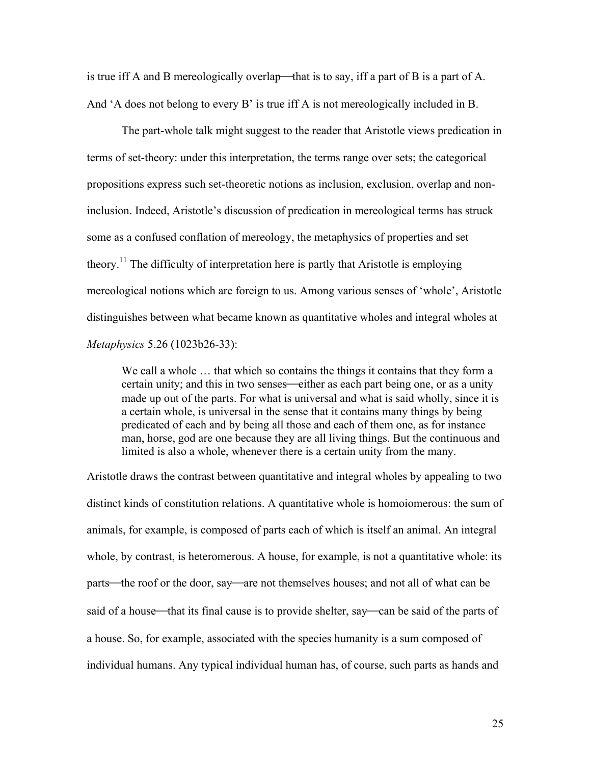is true iff A and B mereologically overlap—that is to say, iff a part of B is a part of A. And 'A does not belong to every B' is true iff A is not mereologically included in B.

The part-whole talk might suggest to the reader that Aristotle views predication in terms of set-theory: under this interpretation, the terms range over sets; the categorical propositions express such set-theoretic notions as inclusion, exclusion, overlap and non-inclusion. Indeed, Aristotle's discussion of predication in mereological terms has struck some as a confused conflation of mereology, the metaphysics of properties and set theory.[11] The difficulty of interpretation here is partly that Aristotle is employing mereological notions which are foreign to us. Among various senses of 'whole', Aristotle distinguishes between what became known as quantitative wholes and integral wholes at *Metaphysics* 5.26 (1023b26-33):

> We call a whole … that which so contains the things it contains that they form a certain unity; and this in two senses—either as each part being one, or as a unity made up out of the parts. For what is universal and what is said wholly, since it is a certain whole, is universal in the sense that it contains many things by being predicated of each and by being all those and each of them one, as for instance man, horse, god are one because they are all living things. But the continuous and limited is also a whole, whenever there is a certain unity from the many.

Aristotle draws the contrast between quantitative and integral wholes by appealing to two distinct kinds of constitution relations. A quantitative whole is homoiomerous: the sum of animals, for example, is composed of parts each of which is itself an animal. An integral whole, by contrast, is heteromerous. A house, for example, is not a quantitative whole: its parts—the roof or the door, say—are not themselves houses; and not all of what can be said of a house—that its final cause is to provide shelter, say—can be said of the parts of a house. So, for example, associated with the species humanity is a sum composed of individual humans. Any typical individual human has, of course, such parts as hands and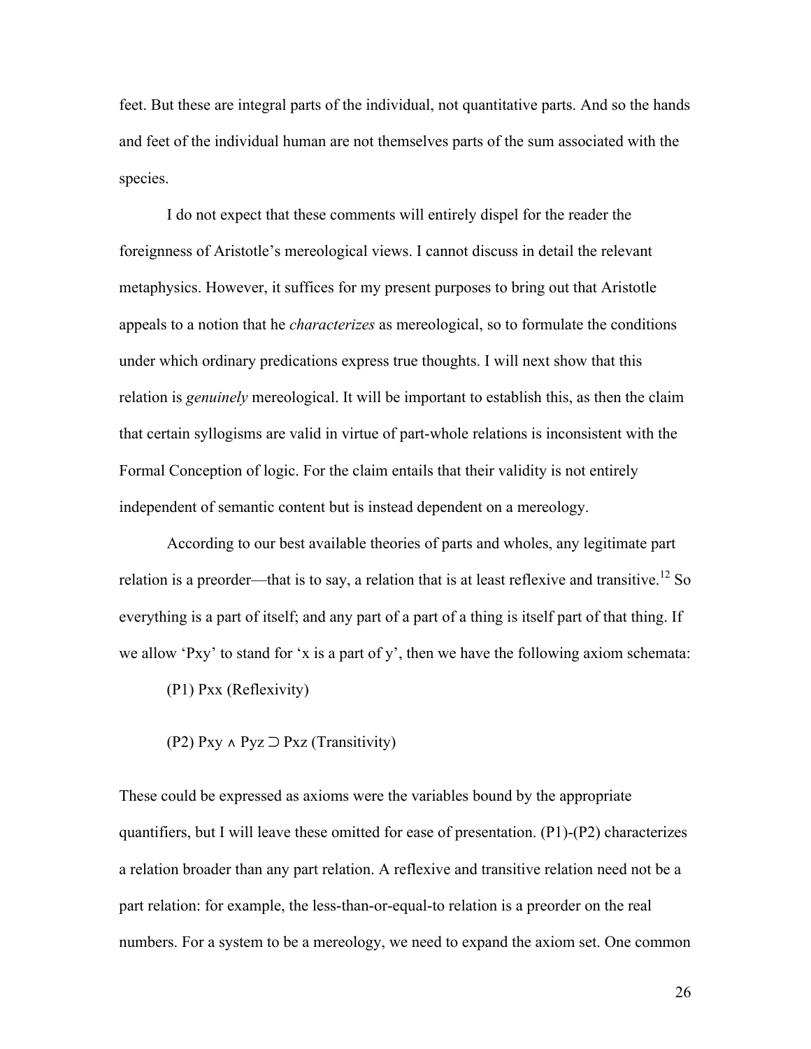feet. But these are integral parts of the individual, not quantitative parts. And so the hands and feet of the individual human are not themselves parts of the sum associated with the species.

I do not expect that these comments will entirely dispel for the reader the foreignness of Aristotle's mereological views. I cannot discuss in detail the relevant metaphysics. However, it suffices for my present purposes to bring out that Aristotle appeals to a notion that he *characterizes* as mereological, so to formulate the conditions under which ordinary predications express true thoughts. I will next show that this relation is *genuinely* mereological. It will be important to establish this, as then the claim that certain syllogisms are valid in virtue of part-whole relations is inconsistent with the Formal Conception of logic. For the claim entails that their validity is not entirely independent of semantic content but is instead dependent on a mereology.

According to our best available theories of parts and wholes, any legitimate part relation is a preorder—that is to say, a relation that is at least reflexive and transitive.[12] So everything is a part of itself; and any part of a part of a thing is itself part of that thing. If we allow 'Pxy' to stand for 'x is a part of y', then we have the following axiom schemata:

(P1) Pxx (Reflexivity)

(P2) Pxy ∧ Pyz ⊃ Pxz (Transitivity)

These could be expressed as axioms were the variables bound by the appropriate quantifiers, but I will leave these omitted for ease of presentation. (P1)-(P2) characterizes a relation broader than any part relation. A reflexive and transitive relation need not be a part relation: for example, the less-than-or-equal-to relation is a preorder on the real numbers. For a system to be a mereology, we need to expand the axiom set. One common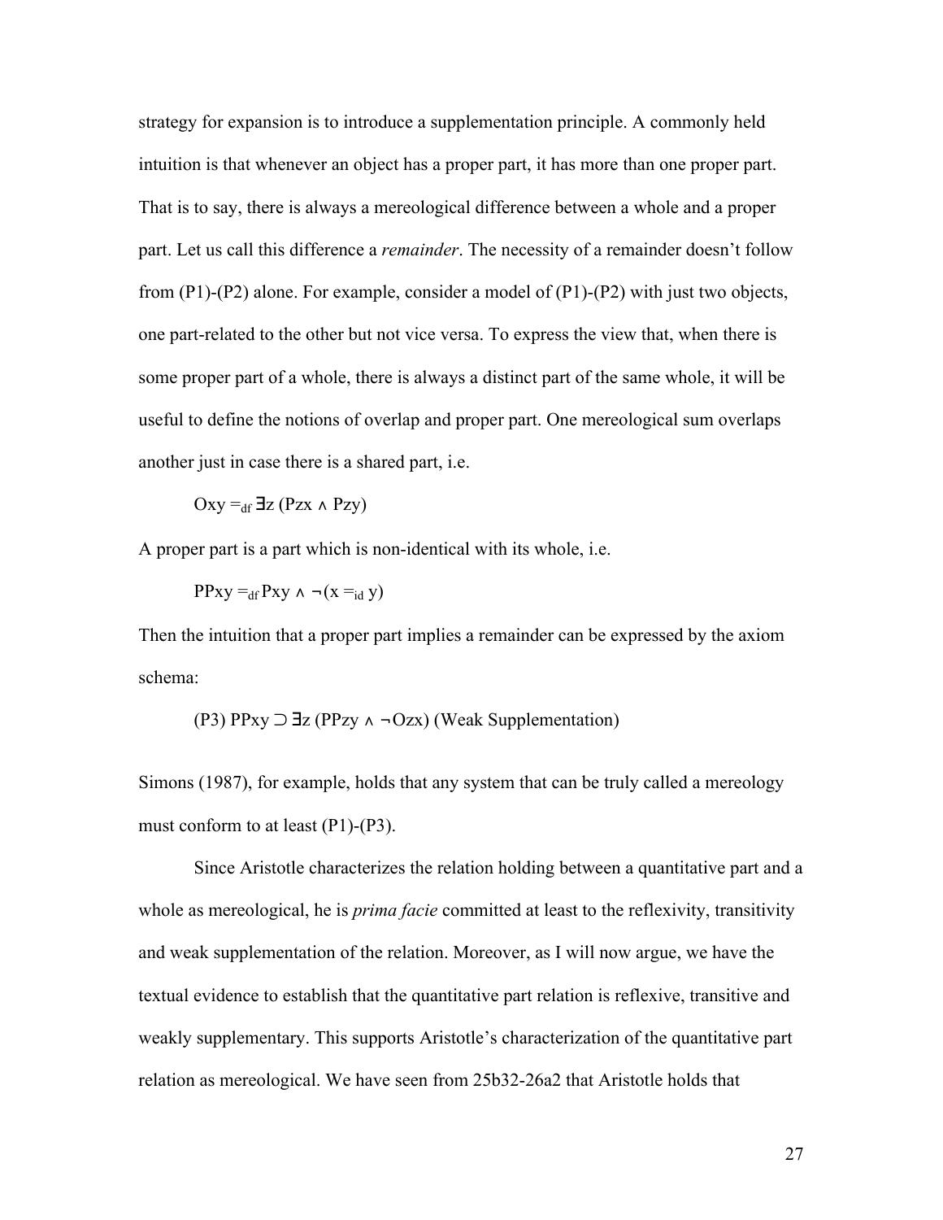strategy for expansion is to introduce a supplementation principle. A commonly held intuition is that whenever an object has a proper part, it has more than one proper part. That is to say, there is always a mereological difference between a whole and a proper part. Let us call this difference a *remainder*. The necessity of a remainder doesn't follow from (P1)-(P2) alone. For example, consider a model of (P1)-(P2) with just two objects, one part-related to the other but not vice versa. To express the view that, when there is some proper part of a whole, there is always a distinct part of the same whole, it will be useful to define the notions of overlap and proper part. One mereological sum overlaps another just in case there is a shared part, i.e.

$$Oxy =_{df} \exists z\,(Pzx \wedge Pzy)$$

A proper part is a part which is non-identical with its whole, i.e.

$$PPxy =_{df} Pxy \wedge \neg(x =_{id} y)$$

Then the intuition that a proper part implies a remainder can be expressed by the axiom schema:

(P3) $PPxy \supset \exists z\,(PPzy \wedge \neg Ozx)$ (Weak Supplementation)

Simons (1987), for example, holds that any system that can be truly called a mereology must conform to at least (P1)-(P3).

Since Aristotle characterizes the relation holding between a quantitative part and a whole as mereological, he is *prima facie* committed at least to the reflexivity, transitivity and weak supplementation of the relation. Moreover, as I will now argue, we have the textual evidence to establish that the quantitative part relation is reflexive, transitive and weakly supplementary. This supports Aristotle's characterization of the quantitative part relation as mereological. We have seen from 25b32-26a2 that Aristotle holds that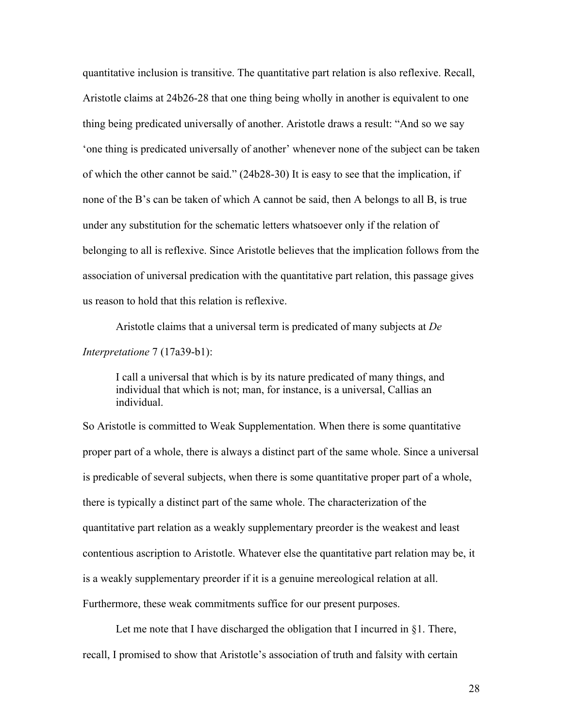quantitative inclusion is transitive. The quantitative part relation is also reflexive. Recall, Aristotle claims at 24b26-28 that one thing being wholly in another is equivalent to one thing being predicated universally of another. Aristotle draws a result: "And so we say 'one thing is predicated universally of another' whenever none of the subject can be taken of which the other cannot be said." (24b28-30) It is easy to see that the implication, if none of the B's can be taken of which A cannot be said, then A belongs to all B, is true under any substitution for the schematic letters whatsoever only if the relation of belonging to all is reflexive. Since Aristotle believes that the implication follows from the association of universal predication with the quantitative part relation, this passage gives us reason to hold that this relation is reflexive.

Aristotle claims that a universal term is predicated of many subjects at *De Interpretatione* 7 (17a39-b1):

> I call a universal that which is by its nature predicated of many things, and individual that which is not; man, for instance, is a universal, Callias an individual.

So Aristotle is committed to Weak Supplementation. When there is some quantitative proper part of a whole, there is always a distinct part of the same whole. Since a universal is predicable of several subjects, when there is some quantitative proper part of a whole, there is typically a distinct part of the same whole. The characterization of the quantitative part relation as a weakly supplementary preorder is the weakest and least contentious ascription to Aristotle. Whatever else the quantitative part relation may be, it is a weakly supplementary preorder if it is a genuine mereological relation at all. Furthermore, these weak commitments suffice for our present purposes.

Let me note that I have discharged the obligation that I incurred in §1. There, recall, I promised to show that Aristotle's association of truth and falsity with certain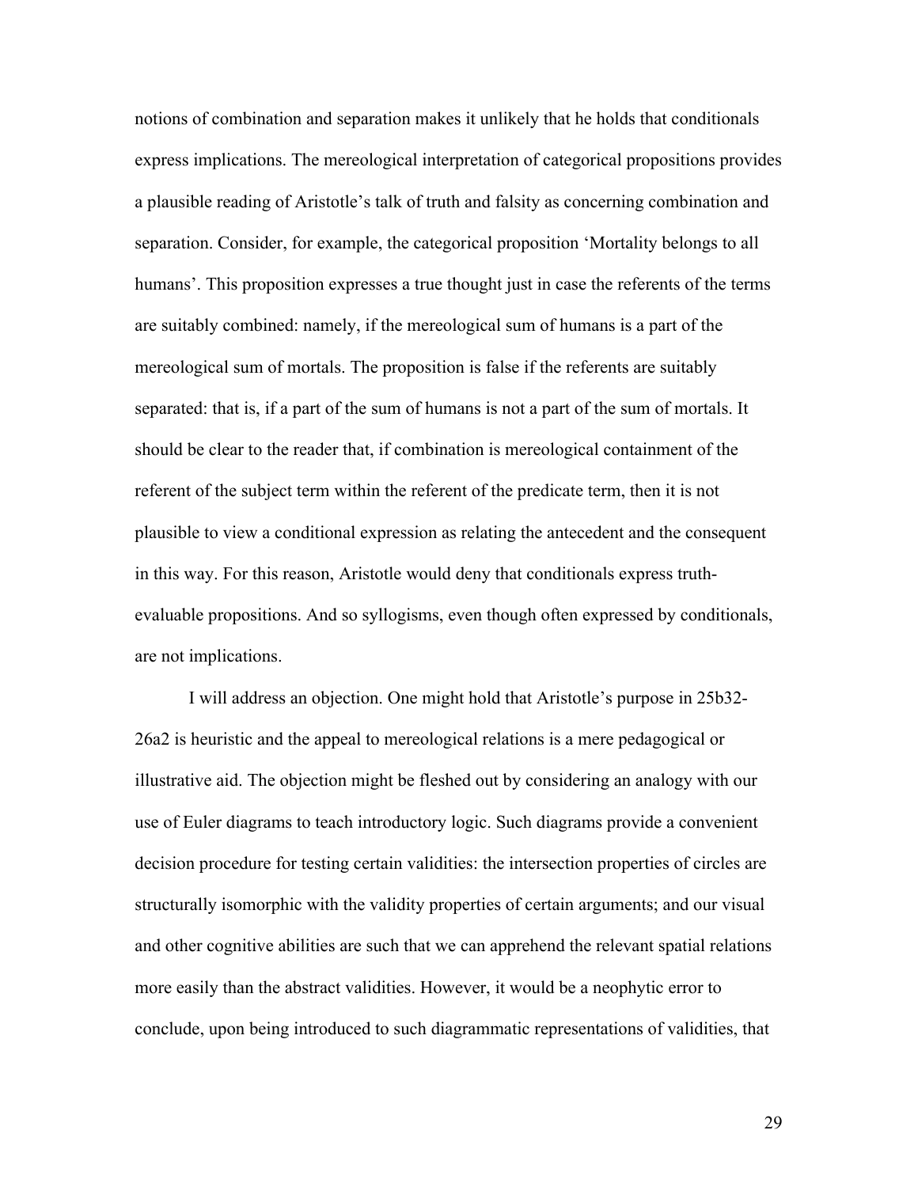notions of combination and separation makes it unlikely that he holds that conditionals express implications. The mereological interpretation of categorical propositions provides a plausible reading of Aristotle's talk of truth and falsity as concerning combination and separation. Consider, for example, the categorical proposition 'Mortality belongs to all humans'. This proposition expresses a true thought just in case the referents of the terms are suitably combined: namely, if the mereological sum of humans is a part of the mereological sum of mortals. The proposition is false if the referents are suitably separated: that is, if a part of the sum of humans is not a part of the sum of mortals. It should be clear to the reader that, if combination is mereological containment of the referent of the subject term within the referent of the predicate term, then it is not plausible to view a conditional expression as relating the antecedent and the consequent in this way. For this reason, Aristotle would deny that conditionals express truth-evaluable propositions. And so syllogisms, even though often expressed by conditionals, are not implications.

I will address an objection. One might hold that Aristotle's purpose in 25b32-26a2 is heuristic and the appeal to mereological relations is a mere pedagogical or illustrative aid. The objection might be fleshed out by considering an analogy with our use of Euler diagrams to teach introductory logic. Such diagrams provide a convenient decision procedure for testing certain validities: the intersection properties of circles are structurally isomorphic with the validity properties of certain arguments; and our visual and other cognitive abilities are such that we can apprehend the relevant spatial relations more easily than the abstract validities. However, it would be a neophytic error to conclude, upon being introduced to such diagrammatic representations of validities, that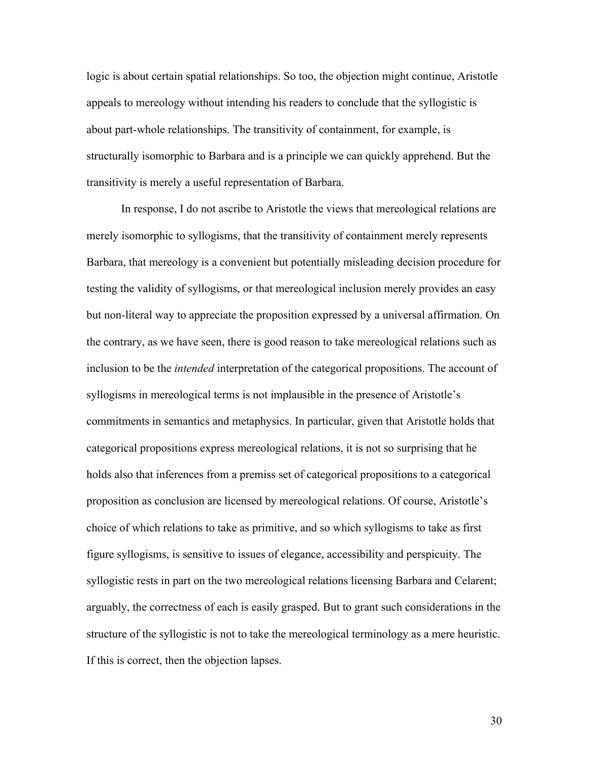logic is about certain spatial relationships. So too, the objection might continue, Aristotle appeals to mereology without intending his readers to conclude that the syllogistic is about part-whole relationships. The transitivity of containment, for example, is structurally isomorphic to Barbara and is a principle we can quickly apprehend. But the transitivity is merely a useful representation of Barbara.

In response, I do not ascribe to Aristotle the views that mereological relations are merely isomorphic to syllogisms, that the transitivity of containment merely represents Barbara, that mereology is a convenient but potentially misleading decision procedure for testing the validity of syllogisms, or that mereological inclusion merely provides an easy but non-literal way to appreciate the proposition expressed by a universal affirmation. On the contrary, as we have seen, there is good reason to take mereological relations such as inclusion to be the *intended* interpretation of the categorical propositions. The account of syllogisms in mereological terms is not implausible in the presence of Aristotle's commitments in semantics and metaphysics. In particular, given that Aristotle holds that categorical propositions express mereological relations, it is not so surprising that he holds also that inferences from a premiss set of categorical propositions to a categorical proposition as conclusion are licensed by mereological relations. Of course, Aristotle's choice of which relations to take as primitive, and so which syllogisms to take as first figure syllogisms, is sensitive to issues of elegance, accessibility and perspicuity. The syllogistic rests in part on the two mereological relations licensing Barbara and Celarent; arguably, the correctness of each is easily grasped. But to grant such considerations in the structure of the syllogistic is not to take the mereological terminology as a mere heuristic. If this is correct, then the objection lapses.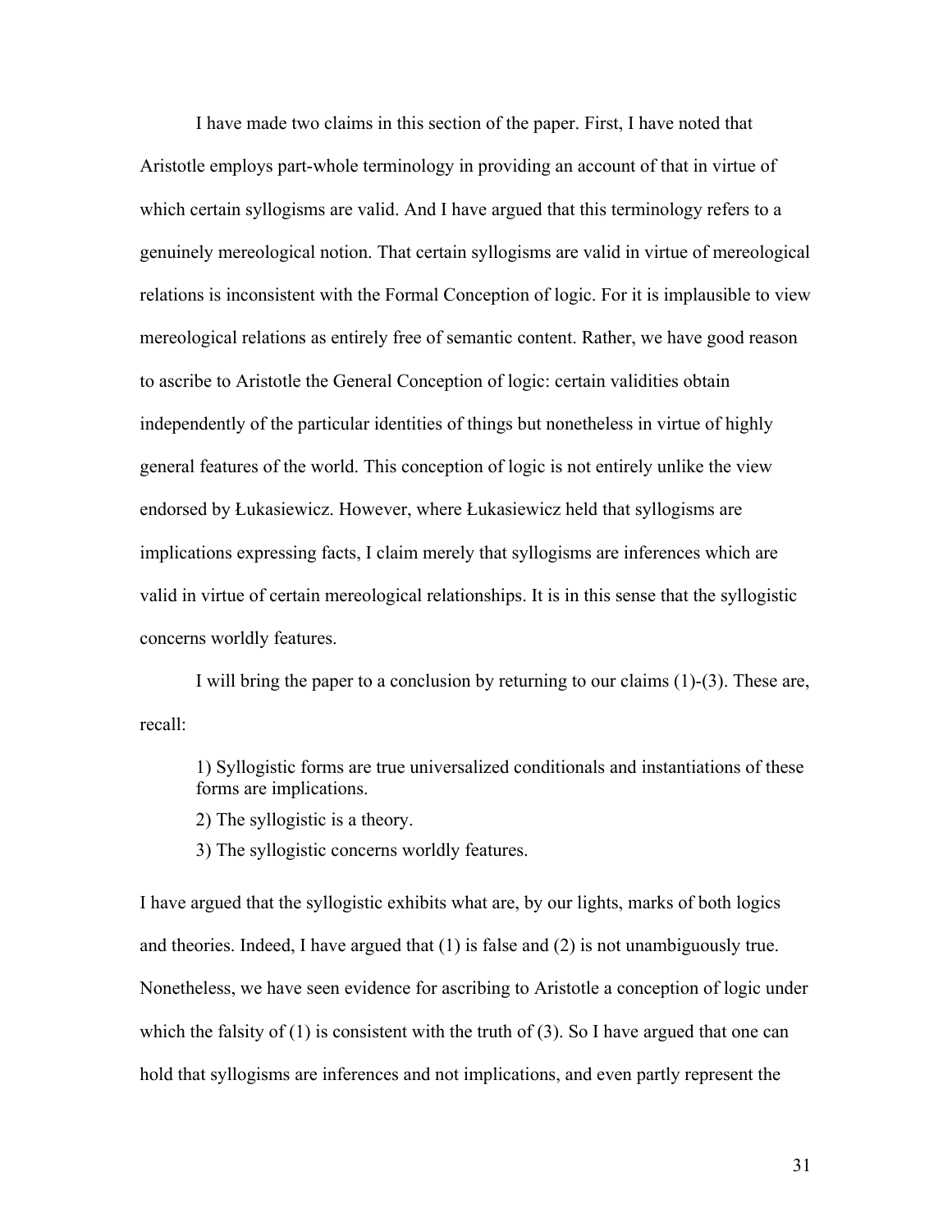I have made two claims in this section of the paper. First, I have noted that Aristotle employs part-whole terminology in providing an account of that in virtue of which certain syllogisms are valid. And I have argued that this terminology refers to a genuinely mereological notion. That certain syllogisms are valid in virtue of mereological relations is inconsistent with the Formal Conception of logic. For it is implausible to view mereological relations as entirely free of semantic content. Rather, we have good reason to ascribe to Aristotle the General Conception of logic: certain validities obtain independently of the particular identities of things but nonetheless in virtue of highly general features of the world. This conception of logic is not entirely unlike the view endorsed by Łukasiewicz. However, where Łukasiewicz held that syllogisms are implications expressing facts, I claim merely that syllogisms are inferences which are valid in virtue of certain mereological relationships. It is in this sense that the syllogistic concerns worldly features.

I will bring the paper to a conclusion by returning to our claims (1)-(3). These are, recall:

> 1) Syllogistic forms are true universalized conditionals and instantiations of these forms are implications.
>
> 2) The syllogistic is a theory.
>
> 3) The syllogistic concerns worldly features.

I have argued that the syllogistic exhibits what are, by our lights, marks of both logics and theories. Indeed, I have argued that (1) is false and (2) is not unambiguously true. Nonetheless, we have seen evidence for ascribing to Aristotle a conception of logic under which the falsity of (1) is consistent with the truth of (3). So I have argued that one can hold that syllogisms are inferences and not implications, and even partly represent the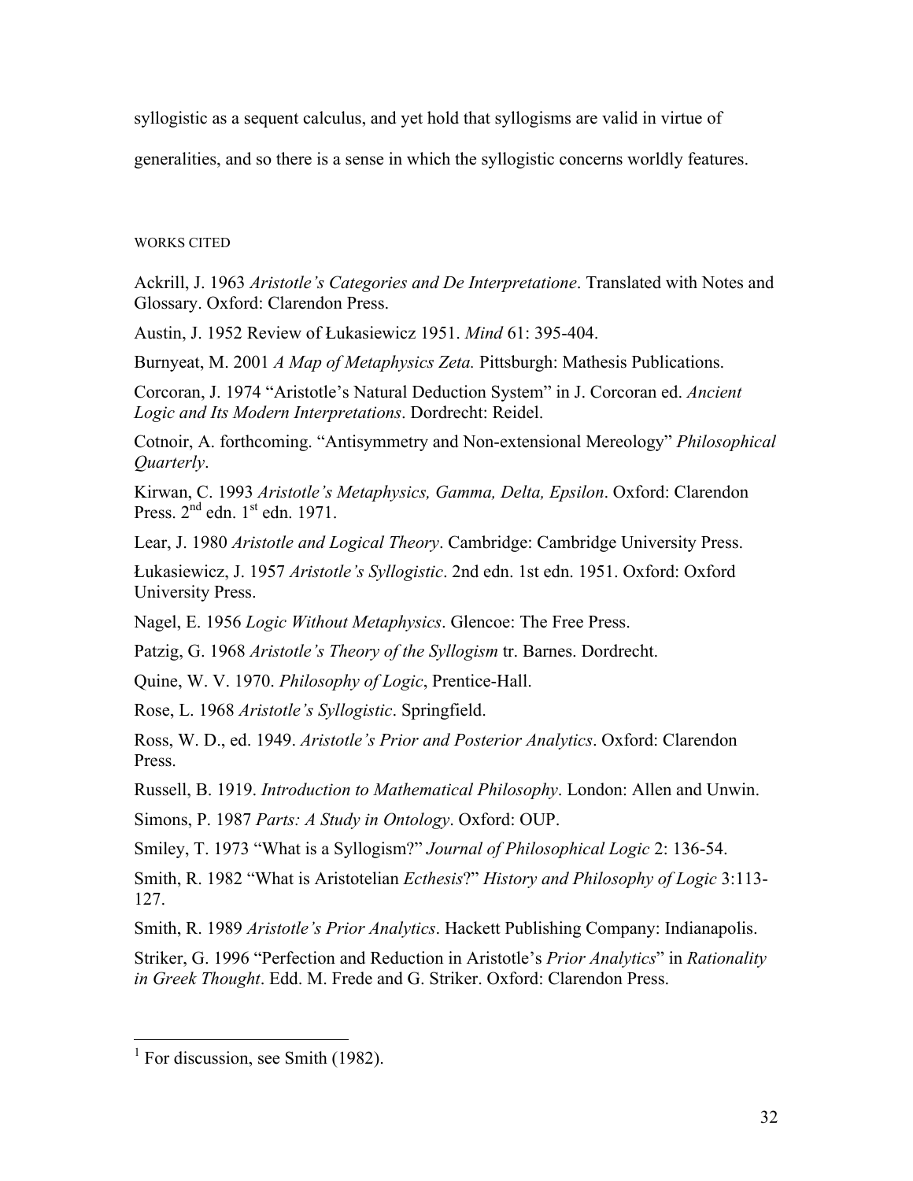syllogistic as a sequent calculus, and yet hold that syllogisms are valid in virtue of generalities, and so there is a sense in which the syllogistic concerns worldly features.

## WORKS CITED

Ackrill, J. 1963 *Aristotle's Categories and De Interpretatione*. Translated with Notes and Glossary. Oxford: Clarendon Press.

Austin, J. 1952 Review of Łukasiewicz 1951. *Mind* 61: 395-404.

Burnyeat, M. 2001 *A Map of Metaphysics Zeta.* Pittsburgh: Mathesis Publications.

Corcoran, J. 1974 "Aristotle's Natural Deduction System" in J. Corcoran ed. *Ancient Logic and Its Modern Interpretations*. Dordrecht: Reidel.

Cotnoir, A. forthcoming. "Antisymmetry and Non-extensional Mereology" *Philosophical Quarterly*.

Kirwan, C. 1993 *Aristotle's Metaphysics, Gamma, Delta, Epsilon*. Oxford: Clarendon Press. 2nd edn. 1st edn. 1971.

Lear, J. 1980 *Aristotle and Logical Theory*. Cambridge: Cambridge University Press.

Łukasiewicz, J. 1957 *Aristotle's Syllogistic*. 2nd edn. 1st edn. 1951. Oxford: Oxford University Press.

Nagel, E. 1956 *Logic Without Metaphysics*. Glencoe: The Free Press.

Patzig, G. 1968 *Aristotle's Theory of the Syllogism* tr. Barnes. Dordrecht.

Quine, W. V. 1970. *Philosophy of Logic*, Prentice-Hall.

Rose, L. 1968 *Aristotle's Syllogistic*. Springfield.

Ross, W. D., ed. 1949. *Aristotle's Prior and Posterior Analytics*. Oxford: Clarendon Press.

Russell, B. 1919. *Introduction to Mathematical Philosophy*. London: Allen and Unwin.

Simons, P. 1987 *Parts: A Study in Ontology*. Oxford: OUP.

Smiley, T. 1973 "What is a Syllogism?" *Journal of Philosophical Logic* 2: 136-54.

Smith, R. 1982 "What is Aristotelian *Ecthesis*?" *History and Philosophy of Logic* 3:113-127.

Smith, R. 1989 *Aristotle's Prior Analytics*. Hackett Publishing Company: Indianapolis.

Striker, G. 1996 "Perfection and Reduction in Aristotle's *Prior Analytics*" in *Rationality in Greek Thought*. Edd. M. Frede and G. Striker. Oxford: Clarendon Press.

---

[1] For discussion, see Smith (1982).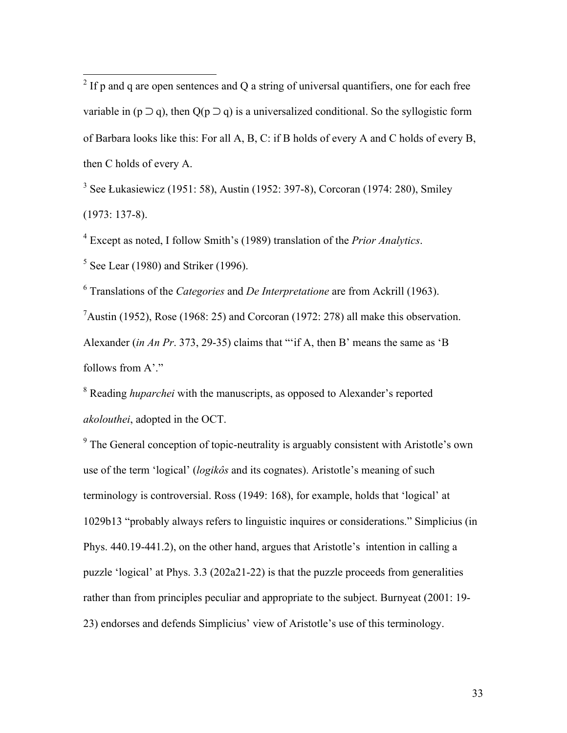[2] If p and q are open sentences and Q a string of universal quantifiers, one for each free variable in $(p \supset q)$, then $Q(p \supset q)$ is a universalized conditional. So the syllogistic form of Barbara looks like this: For all A, B, C: if B holds of every A and C holds of every B, then C holds of every A.

[3] See Łukasiewicz (1951: 58), Austin (1952: 397-8), Corcoran (1974: 280), Smiley (1973: 137-8).

[4] Except as noted, I follow Smith's (1989) translation of the *Prior Analytics*.

[5] See Lear (1980) and Striker (1996).

[6] Translations of the *Categories* and *De Interpretatione* are from Ackrill (1963).

[7] Austin (1952), Rose (1968: 25) and Corcoran (1972: 278) all make this observation. Alexander (*in An Pr*. 373, 29-35) claims that "'if A, then B' means the same as 'B follows from A'."

[8] Reading *huparchei* with the manuscripts, as opposed to Alexander's reported *akolouthei*, adopted in the OCT.

[9] The General conception of topic-neutrality is arguably consistent with Aristotle's own use of the term 'logical' (*logikôs* and its cognates). Aristotle's meaning of such terminology is controversial. Ross (1949: 168), for example, holds that 'logical' at 1029b13 "probably always refers to linguistic inquires or considerations." Simplicius (in Phys. 440.19-441.2), on the other hand, argues that Aristotle's intention in calling a puzzle 'logical' at Phys. 3.3 (202a21-22) is that the puzzle proceeds from generalities rather than from principles peculiar and appropriate to the subject. Burnyeat (2001: 19-23) endorses and defends Simplicius' view of Aristotle's use of this terminology.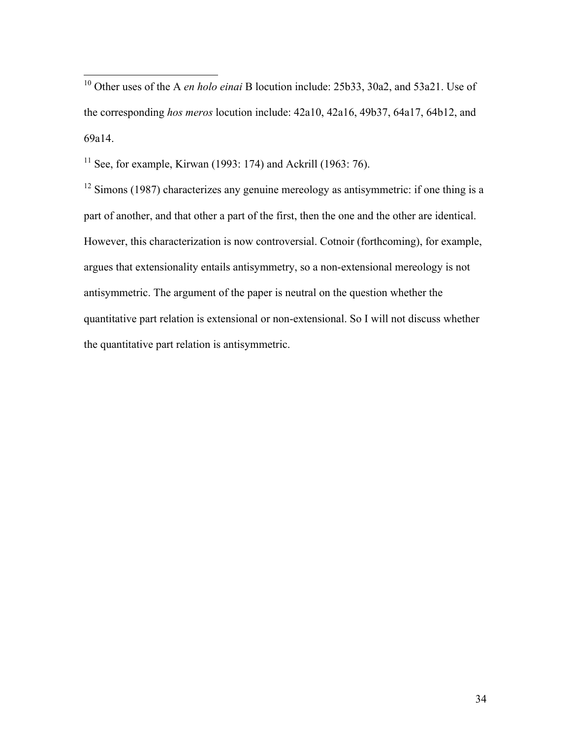[10] Other uses of the A *en holo einai* B locution include: 25b33, 30a2, and 53a21. Use of the corresponding *hos meros* locution include: 42a10, 42a16, 49b37, 64a17, 64b12, and 69a14.

[11] See, for example, Kirwan (1993: 174) and Ackrill (1963: 76).

[12] Simons (1987) characterizes any genuine mereology as antisymmetric: if one thing is a part of another, and that other a part of the first, then the one and the other are identical. However, this characterization is now controversial. Cotnoir (forthcoming), for example, argues that extensionality entails antisymmetry, so a non-extensional mereology is not antisymmetric. The argument of the paper is neutral on the question whether the quantitative part relation is extensional or non-extensional. So I will not discuss whether the quantitative part relation is antisymmetric.